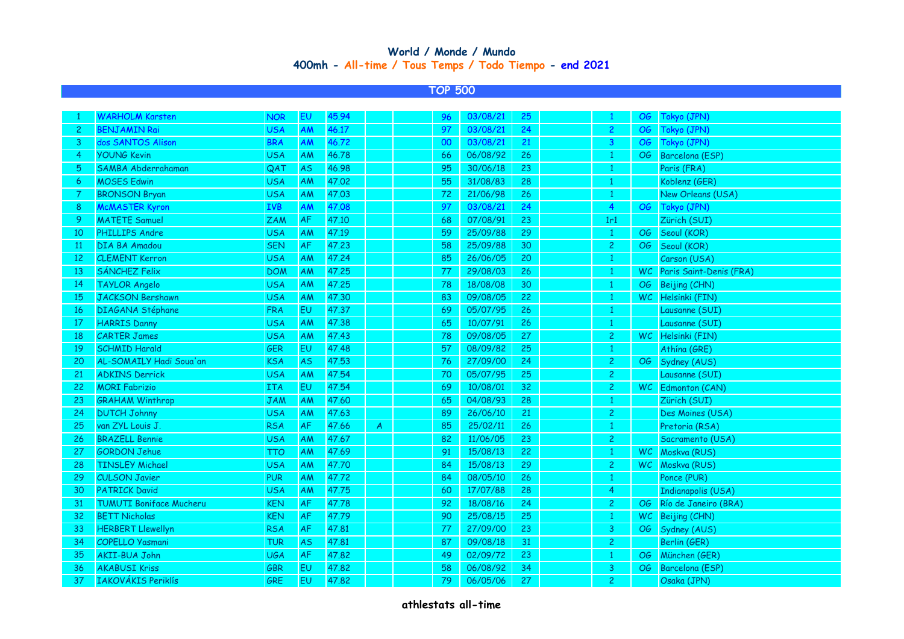# World / Monde / Mundo

## 400mh - All-time / Tous Temps / Todo Tiempo - end 2021

### TOP 500

| | | | | | | | | | | | | | |
|---|---|---|---|---|---|---|---|---|---|---|---|---|---|
| 1 | WARHOLM Karsten | NOR | EU | 45.94 | | | 96 | 03/08/21 | 25 | | 1 | OG | Tokyo (JPN) |
| 2 | BENJAMIN Rai | USA | AM | 46.17 | | | 97 | 03/08/21 | 24 | | 2 | OG | Tokyo (JPN) |
| 3 | dos SANTOS Alison | BRA | AM | 46.72 | | | 00 | 03/08/21 | 21 | | 3 | OG | Tokyo (JPN) |
| 4 | YOUNG Kevin | USA | AM | 46.78 | | | 66 | 06/08/92 | 26 | | 1 | OG | Barcelona (ESP) |
| 5 | SAMBA Abderrahaman | QAT | AS | 46.98 | | | 95 | 30/06/18 | 23 | | 1 | | Paris (FRA) |
| 6 | MOSES Edwin | USA | AM | 47.02 | | | 55 | 31/08/83 | 28 | | 1 | | Koblenz (GER) |
| 7 | BRONSON Bryan | USA | AM | 47.03 | | | 72 | 21/06/98 | 26 | | 1 | | New Orleans (USA) |
| 8 | McMASTER Kyron | IVB | AM | 47.08 | | | 97 | 03/08/21 | 24 | | 4 | OG | Tokyo (JPN) |
| 9 | MATETE Samuel | ZAM | AF | 47.10 | | | 68 | 07/08/91 | 23 | | 1r1 | | Zürich (SUI) |
| 10 | PHILLIPS Andre | USA | AM | 47.19 | | | 59 | 25/09/88 | 29 | | 1 | OG | Seoul (KOR) |
| 11 | DIA BA Amadou | SEN | AF | 47.23 | | | 58 | 25/09/88 | 30 | | 2 | OG | Seoul (KOR) |
| 12 | CLEMENT Kerron | USA | AM | 47.24 | | | 85 | 26/06/05 | 20 | | 1 | | Carson (USA) |
| 13 | SÁNCHEZ Felix | DOM | AM | 47.25 | | | 77 | 29/08/03 | 26 | | 1 | WC | Paris Saint-Denis (FRA) |
| 14 | TAYLOR Angelo | USA | AM | 47.25 | | | 78 | 18/08/08 | 30 | | 1 | OG | Beijing (CHN) |
| 15 | JACKSON Bershawn | USA | AM | 47.30 | | | 83 | 09/08/05 | 22 | | 1 | WC | Helsinki (FIN) |
| 16 | DIAGANA Stéphane | FRA | EU | 47.37 | | | 69 | 05/07/95 | 26 | | 1 | | Lausanne (SUI) |
| 17 | HARRIS Danny | USA | AM | 47.38 | | | 65 | 10/07/91 | 26 | | 1 | | Lausanne (SUI) |
| 18 | CARTER James | USA | AM | 47.43 | | | 78 | 09/08/05 | 27 | | 2 | WC | Helsinki (FIN) |
| 19 | SCHMID Harald | GER | EU | 47.48 | | | 57 | 08/09/82 | 25 | | 1 | | Athína (GRE) |
| 20 | AL-SOMAILY Hadi Soua'an | KSA | AS | 47.53 | | | 76 | 27/09/00 | 24 | | 2 | OG | Sydney (AUS) |
| 21 | ADKINS Derrick | USA | AM | 47.54 | | | 70 | 05/07/95 | 25 | | 2 | | Lausanne (SUI) |
| 22 | MORI Fabrizio | ITA | EU | 47.54 | | | 69 | 10/08/01 | 32 | | 2 | WC | Edmonton (CAN) |
| 23 | GRAHAM Winthrop | JAM | AM | 47.60 | | | 65 | 04/08/93 | 28 | | 1 | | Zürich (SUI) |
| 24 | DUTCH Johnny | USA | AM | 47.63 | | | 89 | 26/06/10 | 21 | | 2 | | Des Moines (USA) |
| 25 | van ZYL Louis J. | RSA | AF | 47.66 | A | | 85 | 25/02/11 | 26 | | 1 | | Pretoria (RSA) |
| 26 | BRAZELL Bennie | USA | AM | 47.67 | | | 82 | 11/06/05 | 23 | | 2 | | Sacramento (USA) |
| 27 | GORDON Jehue | TTO | AM | 47.69 | | | 91 | 15/08/13 | 22 | | 1 | WC | Moskva (RUS) |
| 28 | TINSLEY Michael | USA | AM | 47.70 | | | 84 | 15/08/13 | 29 | | 2 | WC | Moskva (RUS) |
| 29 | CULSON Javier | PUR | AM | 47.72 | | | 84 | 08/05/10 | 26 | | 1 | | Ponce (PUR) |
| 30 | PATRICK David | USA | AM | 47.75 | | | 60 | 17/07/88 | 28 | | 4 | | Indianapolis (USA) |
| 31 | TUMUTI Boniface Mucheru | KEN | AF | 47.78 | | | 92 | 18/08/16 | 24 | | 2 | OG | Río de Janeiro (BRA) |
| 32 | BETT Nicholas | KEN | AF | 47.79 | | | 90 | 25/08/15 | 25 | | 1 | WC | Beijing (CHN) |
| 33 | HERBERT Llewellyn | RSA | AF | 47.81 | | | 77 | 27/09/00 | 23 | | 3 | OG | Sydney (AUS) |
| 34 | COPELLO Yasmani | TUR | AS | 47.81 | | | 87 | 09/08/18 | 31 | | 2 | | Berlin (GER) |
| 35 | AKII-BUA John | UGA | AF | 47.82 | | | 49 | 02/09/72 | 23 | | 1 | OG | München (GER) |
| 36 | AKABUSI Kriss | GBR | EU | 47.82 | | | 58 | 06/08/92 | 34 | | 3 | OG | Barcelona (ESP) |
| 37 | IAKOVÁKIS Periklís | GRE | EU | 47.82 | | | 79 | 06/05/06 | 27 | | 2 | | Osaka (JPN) |

athlestats all-time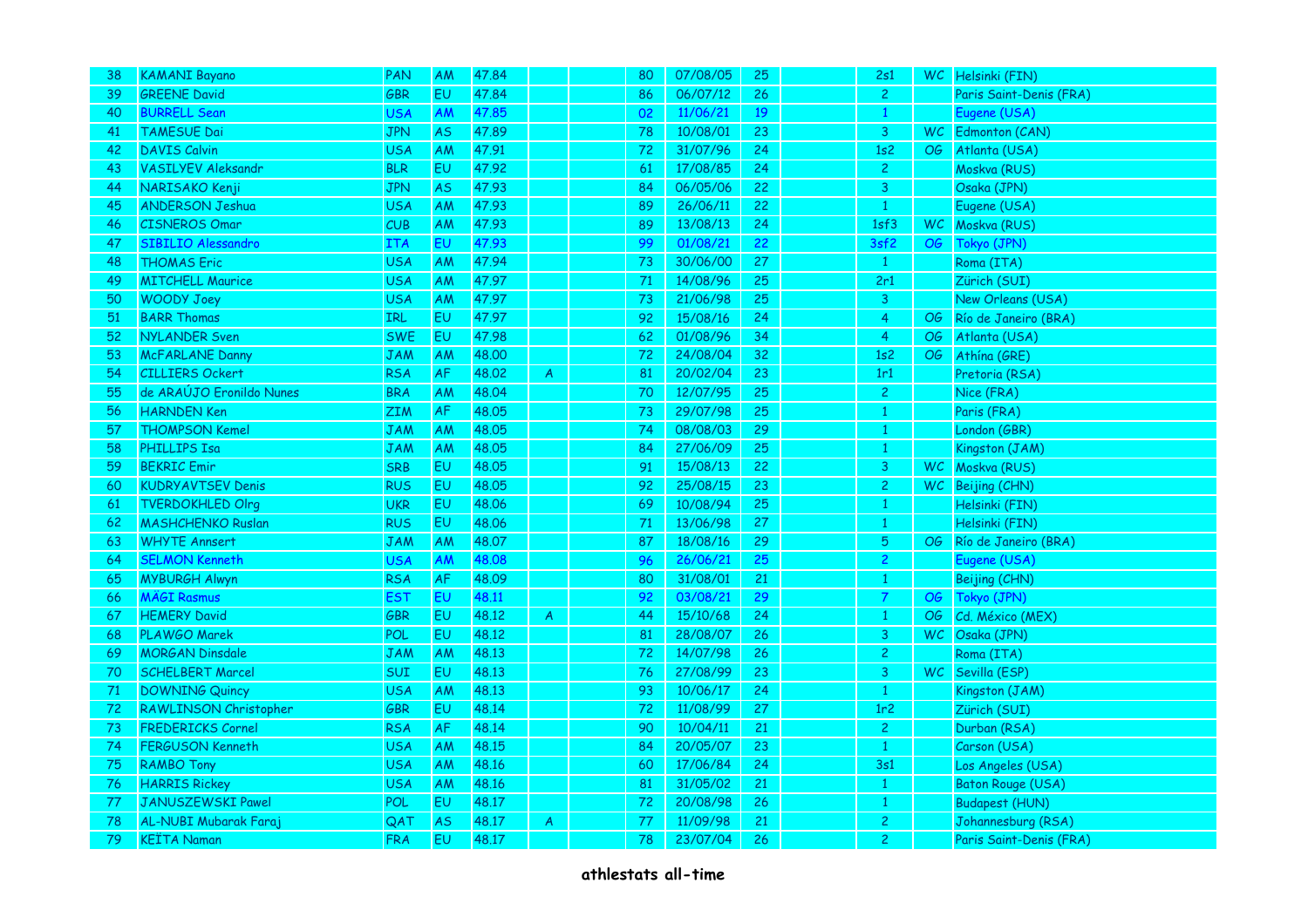| 38 | KAMANI Bayano | PAN | AM | 47.84 | | | 80 | 07/08/05 | 25 | | 2s1 | WC | Helsinki (FIN) |
|---|---|---|---|---|---|---|---|---|---|---|---|---|---|
| 39 | GREENE David | GBR | EU | 47.84 | | | 86 | 06/07/12 | 26 | | 2 | | Paris Saint-Denis (FRA) |
| 40 | BURRELL Sean | USA | AM | 47.85 | | | 02 | 11/06/21 | 19 | | 1 | | Eugene (USA) |
| 41 | TAMESUE Dai | JPN | AS | 47.89 | | | 78 | 10/08/01 | 23 | | 3 | WC | Edmonton (CAN) |
| 42 | DAVIS Calvin | USA | AM | 47.91 | | | 72 | 31/07/96 | 24 | | 1s2 | OG | Atlanta (USA) |
| 43 | VASILYEV Aleksandr | BLR | EU | 47.92 | | | 61 | 17/08/85 | 24 | | 2 | | Moskva (RUS) |
| 44 | NARISAKO Kenji | JPN | AS | 47.93 | | | 84 | 06/05/06 | 22 | | 3 | | Osaka (JPN) |
| 45 | ANDERSON Jeshua | USA | AM | 47.93 | | | 89 | 26/06/11 | 22 | | 1 | | Eugene (USA) |
| 46 | CISNEROS Omar | CUB | AM | 47.93 | | | 89 | 13/08/13 | 24 | | 1sf3 | WC | Moskva (RUS) |
| 47 | SIBILIO Alessandro | ITA | EU | 47.93 | | | 99 | 01/08/21 | 22 | | 3sf2 | OG | Tokyo (JPN) |
| 48 | THOMAS Eric | USA | AM | 47.94 | | | 73 | 30/06/00 | 27 | | 1 | | Roma (ITA) |
| 49 | MITCHELL Maurice | USA | AM | 47.97 | | | 71 | 14/08/96 | 25 | | 2r1 | | Zürich (SUI) |
| 50 | WOODY Joey | USA | AM | 47.97 | | | 73 | 21/06/98 | 25 | | 3 | | New Orleans (USA) |
| 51 | BARR Thomas | IRL | EU | 47.97 | | | 92 | 15/08/16 | 24 | | 4 | OG | Río de Janeiro (BRA) |
| 52 | NYLANDER Sven | SWE | EU | 47.98 | | | 62 | 01/08/96 | 34 | | 4 | OG | Atlanta (USA) |
| 53 | McFARLANE Danny | JAM | AM | 48.00 | | | 72 | 24/08/04 | 32 | | 1s2 | OG | Athína (GRE) |
| 54 | CILLIERS Ockert | RSA | AF | 48.02 | A | | 81 | 20/02/04 | 23 | | 1r1 | | Pretoria (RSA) |
| 55 | de ARAÚJO Eronildo Nunes | BRA | AM | 48.04 | | | 70 | 12/07/95 | 25 | | 2 | | Nice (FRA) |
| 56 | HARNDEN Ken | ZIM | AF | 48.05 | | | 73 | 29/07/98 | 25 | | 1 | | Paris (FRA) |
| 57 | THOMPSON Kemel | JAM | AM | 48.05 | | | 74 | 08/08/03 | 29 | | 1 | | London (GBR) |
| 58 | PHILLIPS Isa | JAM | AM | 48.05 | | | 84 | 27/06/09 | 25 | | 1 | | Kingston (JAM) |
| 59 | BEKRIC Emir | SRB | EU | 48.05 | | | 91 | 15/08/13 | 22 | | 3 | WC | Moskva (RUS) |
| 60 | KUDRYAVTSEV Denis | RUS | EU | 48.05 | | | 92 | 25/08/15 | 23 | | 2 | WC | Beijing (CHN) |
| 61 | TVERDOKHLED Olrg | UKR | EU | 48.06 | | | 69 | 10/08/94 | 25 | | 1 | | Helsinki (FIN) |
| 62 | MASHCHENKO Ruslan | RUS | EU | 48.06 | | | 71 | 13/06/98 | 27 | | 1 | | Helsinki (FIN) |
| 63 | WHYTE Annsert | JAM | AM | 48.07 | | | 87 | 18/08/16 | 29 | | 5 | OG | Río de Janeiro (BRA) |
| 64 | SELMON Kenneth | USA | AM | 48.08 | | | 96 | 26/06/21 | 25 | | 2 | | Eugene (USA) |
| 65 | MYBURGH Alwyn | RSA | AF | 48.09 | | | 80 | 31/08/01 | 21 | | 1 | | Beijing (CHN) |
| 66 | MÄGI Rasmus | EST | EU | 48.11 | | | 92 | 03/08/21 | 29 | | 7 | OG | Tokyo (JPN) |
| 67 | HEMERY David | GBR | EU | 48.12 | A | | 44 | 15/10/68 | 24 | | 1 | OG | Cd. México (MEX) |
| 68 | PLAWGO Marek | POL | EU | 48.12 | | | 81 | 28/08/07 | 26 | | 3 | WC | Osaka (JPN) |
| 69 | MORGAN Dinsdale | JAM | AM | 48.13 | | | 72 | 14/07/98 | 26 | | 2 | | Roma (ITA) |
| 70 | SCHELBERT Marcel | SUI | EU | 48.13 | | | 76 | 27/08/99 | 23 | | 3 | WC | Sevilla (ESP) |
| 71 | DOWNING Quincy | USA | AM | 48.13 | | | 93 | 10/06/17 | 24 | | 1 | | Kingston (JAM) |
| 72 | RAWLINSON Christopher | GBR | EU | 48.14 | | | 72 | 11/08/99 | 27 | | 1r2 | | Zürich (SUI) |
| 73 | FREDERICKS Cornel | RSA | AF | 48.14 | | | 90 | 10/04/11 | 21 | | 2 | | Durban (RSA) |
| 74 | FERGUSON Kenneth | USA | AM | 48.15 | | | 84 | 20/05/07 | 23 | | 1 | | Carson (USA) |
| 75 | RAMBO Tony | USA | AM | 48.16 | | | 60 | 17/06/84 | 24 | | 3s1 | | Los Angeles (USA) |
| 76 | HARRIS Rickey | USA | AM | 48.16 | | | 81 | 31/05/02 | 21 | | 1 | | Baton Rouge (USA) |
| 77 | JANUSZEWSKI Pawel | POL | EU | 48.17 | | | 72 | 20/08/98 | 26 | | 1 | | Budapest (HUN) |
| 78 | AL-NUBI Mubarak Faraj | QAT | AS | 48.17 | A | | 77 | 11/09/98 | 21 | | 2 | | Johannesburg (RSA) |
| 79 | KEÏTA Naman | FRA | EU | 48.17 | | | 78 | 23/07/04 | 26 | | 2 | | Paris Saint-Denis (FRA) |

**athlestats all-time**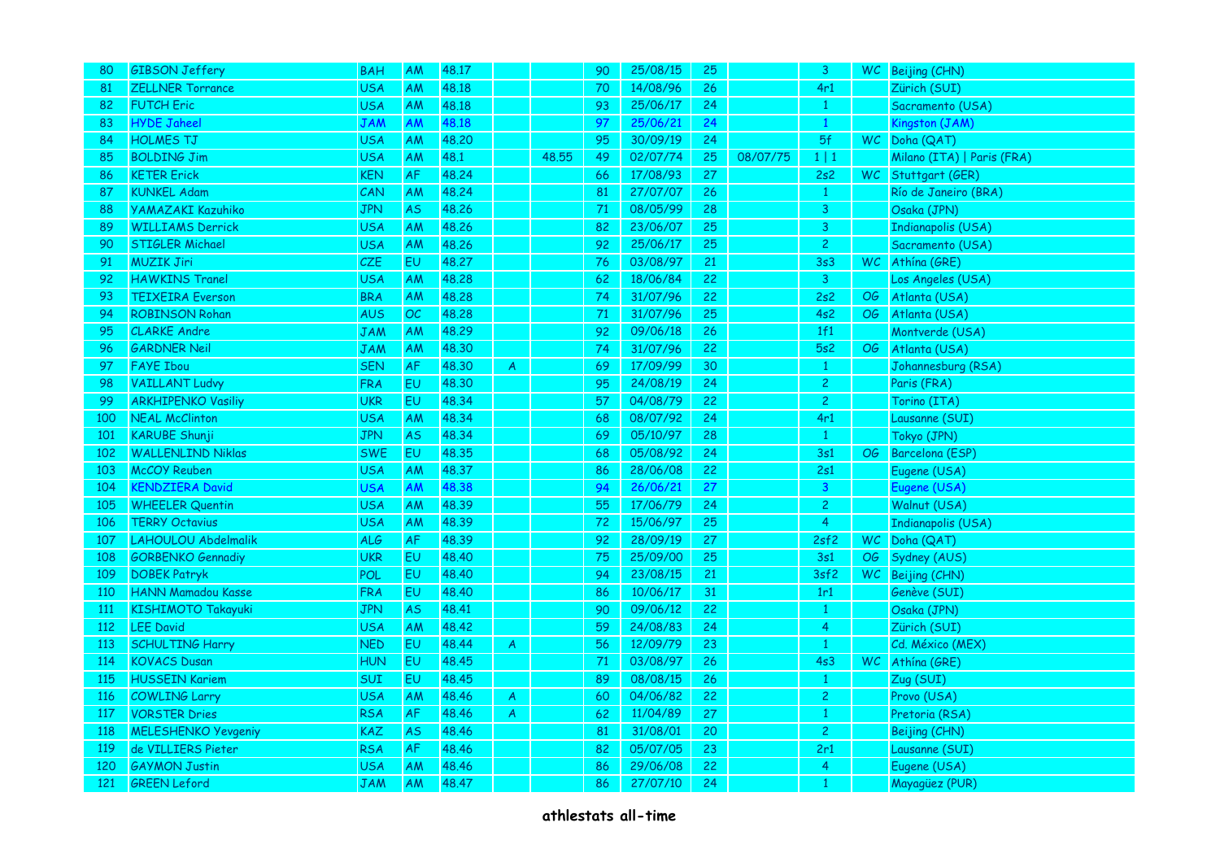| | | | | | | | | | | | | | |
|---|---|---|---|---|---|---|---|---|---|---|---|---|---|
| 80 | GIBSON Jeffery | BAH | AM | 48.17 | | | 90 | 25/08/15 | 25 | | 3 | WC | Beijing (CHN) |
| 81 | ZELLNER Torrance | USA | AM | 48.18 | | | 70 | 14/08/96 | 26 | | 4r1 | | Zürich (SUI) |
| 82 | FUTCH Eric | USA | AM | 48.18 | | | 93 | 25/06/17 | 24 | | 1 | | Sacramento (USA) |
| 83 | HYDE Jaheel | JAM | AM | 48.18 | | | 97 | 25/06/21 | 24 | | 1 | | Kingston (JAM) |
| 84 | HOLMES TJ | USA | AM | 48.20 | | | 95 | 30/09/19 | 24 | | 5f | WC | Doha (QAT) |
| 85 | BOLDING Jim | USA | AM | 48.1 | | 48.55 | 49 | 02/07/74 | 25 | 08/07/75 | 1 \| 1 | | Milano (ITA) \| Paris (FRA) |
| 86 | KETER Erick | KEN | AF | 48.24 | | | 66 | 17/08/93 | 27 | | 2s2 | WC | Stuttgart (GER) |
| 87 | KUNKEL Adam | CAN | AM | 48.24 | | | 81 | 27/07/07 | 26 | | 1 | | Río de Janeiro (BRA) |
| 88 | YAMAZAKI Kazuhiko | JPN | AS | 48.26 | | | 71 | 08/05/99 | 28 | | 3 | | Osaka (JPN) |
| 89 | WILLIAMS Derrick | USA | AM | 48.26 | | | 82 | 23/06/07 | 25 | | 3 | | Indianapolis (USA) |
| 90 | STIGLER Michael | USA | AM | 48.26 | | | 92 | 25/06/17 | 25 | | 2 | | Sacramento (USA) |
| 91 | MUZIK Jiri | CZE | EU | 48.27 | | | 76 | 03/08/97 | 21 | | 3s3 | WC | Athína (GRE) |
| 92 | HAWKINS Tranel | USA | AM | 48.28 | | | 62 | 18/06/84 | 22 | | 3 | | Los Angeles (USA) |
| 93 | TEIXEIRA Everson | BRA | AM | 48.28 | | | 74 | 31/07/96 | 22 | | 2s2 | OG | Atlanta (USA) |
| 94 | ROBINSON Rohan | AUS | OC | 48.28 | | | 71 | 31/07/96 | 25 | | 4s2 | OG | Atlanta (USA) |
| 95 | CLARKE Andre | JAM | AM | 48.29 | | | 92 | 09/06/18 | 26 | | 1f1 | | Montverde (USA) |
| 96 | GARDNER Neil | JAM | AM | 48.30 | | | 74 | 31/07/96 | 22 | | 5s2 | OG | Atlanta (USA) |
| 97 | FAYE Ibou | SEN | AF | 48.30 | A | | 69 | 17/09/99 | 30 | | 1 | | Johannesburg (RSA) |
| 98 | VAILLANT Ludvy | FRA | EU | 48.30 | | | 95 | 24/08/19 | 24 | | 2 | | Paris (FRA) |
| 99 | ARKHIPENKO Vasiliy | UKR | EU | 48.34 | | | 57 | 04/08/79 | 22 | | 2 | | Torino (ITA) |
| 100 | NEAL McClinton | USA | AM | 48.34 | | | 68 | 08/07/92 | 24 | | 4r1 | | Lausanne (SUI) |
| 101 | KARUBE Shunji | JPN | AS | 48.34 | | | 69 | 05/10/97 | 28 | | 1 | | Tokyo (JPN) |
| 102 | WALLENLIND Niklas | SWE | EU | 48.35 | | | 68 | 05/08/92 | 24 | | 3s1 | OG | Barcelona (ESP) |
| 103 | McCOY Reuben | USA | AM | 48.37 | | | 86 | 28/06/08 | 22 | | 2s1 | | Eugene (USA) |
| 104 | KENDZIERA David | USA | AM | 48.38 | | | 94 | 26/06/21 | 27 | | 3 | | Eugene (USA) |
| 105 | WHEELER Quentin | USA | AM | 48.39 | | | 55 | 17/06/79 | 24 | | 2 | | Walnut (USA) |
| 106 | TERRY Octavius | USA | AM | 48.39 | | | 72 | 15/06/97 | 25 | | 4 | | Indianapolis (USA) |
| 107 | LAHOULOU Abdelmalik | ALG | AF | 48.39 | | | 92 | 28/09/19 | 27 | | 2sf2 | WC | Doha (QAT) |
| 108 | GORBENKO Gennadiy | UKR | EU | 48.40 | | | 75 | 25/09/00 | 25 | | 3s1 | OG | Sydney (AUS) |
| 109 | DOBEK Patryk | POL | EU | 48.40 | | | 94 | 23/08/15 | 21 | | 3sf2 | WC | Beijing (CHN) |
| 110 | HANN Mamadou Kasse | FRA | EU | 48.40 | | | 86 | 10/06/17 | 31 | | 1r1 | | Genève (SUI) |
| 111 | KISHIMOTO Takayuki | JPN | AS | 48.41 | | | 90 | 09/06/12 | 22 | | 1 | | Osaka (JPN) |
| 112 | LEE David | USA | AM | 48.42 | | | 59 | 24/08/83 | 24 | | 4 | | Zürich (SUI) |
| 113 | SCHULTING Harry | NED | EU | 48.44 | A | | 56 | 12/09/79 | 23 | | 1 | | Cd. México (MEX) |
| 114 | KOVACS Dusan | HUN | EU | 48.45 | | | 71 | 03/08/97 | 26 | | 4s3 | WC | Athína (GRE) |
| 115 | HUSSEIN Kariem | SUI | EU | 48.45 | | | 89 | 08/08/15 | 26 | | 1 | | Zug (SUI) |
| 116 | COWLING Larry | USA | AM | 48.46 | A | | 60 | 04/06/82 | 22 | | 2 | | Provo (USA) |
| 117 | VORSTER Dries | RSA | AF | 48.46 | A | | 62 | 11/04/89 | 27 | | 1 | | Pretoria (RSA) |
| 118 | MELESHENKO Yevgeniy | KAZ | AS | 48.46 | | | 81 | 31/08/01 | 20 | | 2 | | Beijing (CHN) |
| 119 | de VILLIERS Pieter | RSA | AF | 48.46 | | | 82 | 05/07/05 | 23 | | 2r1 | | Lausanne (SUI) |
| 120 | GAYMON Justin | USA | AM | 48.46 | | | 86 | 29/06/08 | 22 | | 4 | | Eugene (USA) |
| 121 | GREEN Leford | JAM | AM | 48.47 | | | 86 | 27/07/10 | 24 | | 1 | | Mayagüez (PUR) |

**athlestats all-time**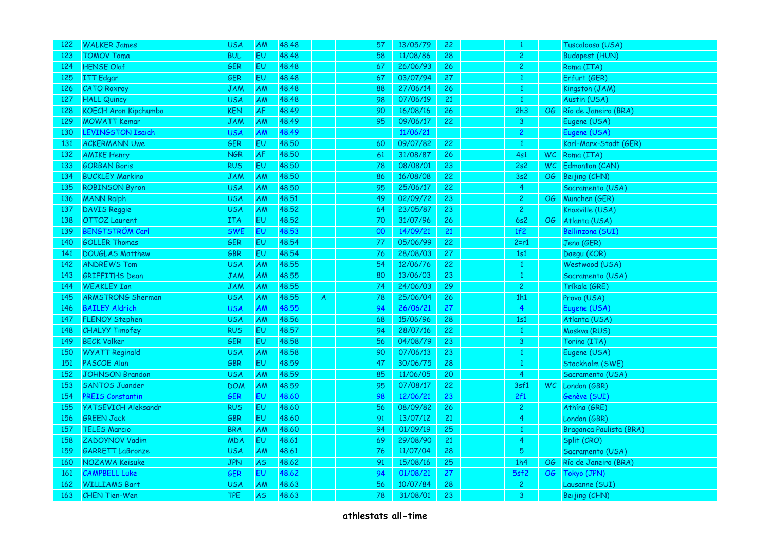| 122 | WALKER James | USA | AM | 48.48 | | | 57 | 13/05/79 | 22 | | 1 | | Tuscaloosa (USA) |
|---|---|---|---|---|---|---|---|---|---|---|---|---|---|
| 123 | TOMOV Toma | BUL | EU | 48.48 | | | 58 | 11/08/86 | 28 | | 2 | | Budapest (HUN) |
| 124 | HENSE Olaf | GER | EU | 48.48 | | | 67 | 26/06/93 | 26 | | 2 | | Roma (ITA) |
| 125 | ITT Edgar | GER | EU | 48.48 | | | 67 | 03/07/94 | 27 | | 1 | | Erfurt (GER) |
| 126 | CATO Roxroy | JAM | AM | 48.48 | | | 88 | 27/06/14 | 26 | | 1 | | Kingston (JAM) |
| 127 | HALL Quincy | USA | AM | 48.48 | | | 98 | 07/06/19 | 21 | | 1 | | Austin (USA) |
| 128 | KOECH Aron Kipchumba | KEN | AF | 48.49 | | | 90 | 16/08/16 | 26 | | 2h3 | OG | Río de Janeiro (BRA) |
| 129 | MOWATT Kemar | JAM | AM | 48.49 | | | 95 | 09/06/17 | 22 | | 3 | | Eugene (USA) |
| 130 | LEVINGSTON Isaiah | USA | AM | 48.49 | | | | 11/06/21 | | | 2 | | Eugene (USA) |
| 131 | ACKERMANN Uwe | GER | EU | 48.50 | | | 60 | 09/07/82 | 22 | | 1 | | Karl-Marx-Stadt (GER) |
| 132 | AMIKE Henry | NGR | AF | 48.50 | | | 61 | 31/08/87 | 26 | | 4s1 | WC | Roma (ITA) |
| 133 | GORBAN Boris | RUS | EU | 48.50 | | | 78 | 08/08/01 | 23 | | 2s2 | WC | Edmonton (CAN) |
| 134 | BUCKLEY Markino | JAM | AM | 48.50 | | | 86 | 16/08/08 | 22 | | 3s2 | OG | Beijing (CHN) |
| 135 | ROBINSON Byron | USA | AM | 48.50 | | | 95 | 25/06/17 | 22 | | 4 | | Sacramento (USA) |
| 136 | MANN Ralph | USA | AM | 48.51 | | | 49 | 02/09/72 | 23 | | 2 | OG | München (GER) |
| 137 | DAVIS Reggie | USA | AM | 48.52 | | | 64 | 23/05/87 | 23 | | 2 | | Knoxville (USA) |
| 138 | OTTOZ Laurent | ITA | EU | 48.52 | | | 70 | 31/07/96 | 26 | | 6s2 | OG | Atlanta (USA) |
| 139 | BENGTSTRÖM Carl | SWE | EU | 48.53 | | | 00 | 14/09/21 | 21 | | 1f2 | | Bellinzona (SUI) |
| 140 | GOLLER Thomas | GER | EU | 48.54 | | | 77 | 05/06/99 | 22 | | 2=r1 | | Jena (GER) |
| 141 | DOUGLAS Matthew | GBR | EU | 48.54 | | | 76 | 28/08/03 | 27 | | 1s1 | | Daegu (KOR) |
| 142 | ANDREWS Tom | USA | AM | 48.55 | | | 54 | 12/06/76 | 22 | | 1 | | Westwood (USA) |
| 143 | GRIFFITHS Dean | JAM | AM | 48.55 | | | 80 | 13/06/03 | 23 | | 1 | | Sacramento (USA) |
| 144 | WEAKLEY Ian | JAM | AM | 48.55 | | | 74 | 24/06/03 | 29 | | 2 | | Tríkala (GRE) |
| 145 | ARMSTRONG Sherman | USA | AM | 48.55 | A | | 78 | 25/06/04 | 26 | | 1h1 | | Provo (USA) |
| 146 | BAILEY Aldrich | USA | AM | 48.55 | | | 94 | 26/06/21 | 27 | | 4 | | Eugene (USA) |
| 147 | FLENOY Stephen | USA | AM | 48.56 | | | 68 | 15/06/96 | 28 | | 1s1 | | Atlanta (USA) |
| 148 | CHALYY Timofey | RUS | EU | 48.57 | | | 94 | 28/07/16 | 22 | | 1 | | Moskva (RUS) |
| 149 | BECK Volker | GER | EU | 48.58 | | | 56 | 04/08/79 | 23 | | 3 | | Torino (ITA) |
| 150 | WYATT Reginald | USA | AM | 48.58 | | | 90 | 07/06/13 | 23 | | 1 | | Eugene (USA) |
| 151 | PASCOE Alan | GBR | EU | 48.59 | | | 47 | 30/06/75 | 28 | | 1 | | Stockholm (SWE) |
| 152 | JOHNSON Brandon | USA | AM | 48.59 | | | 85 | 11/06/05 | 20 | | 4 | | Sacramento (USA) |
| 153 | SANTOS Juander | DOM | AM | 48.59 | | | 95 | 07/08/17 | 22 | | 3sf1 | WC | London (GBR) |
| 154 | PREIS Constantin | GER | EU | 48.60 | | | 98 | 12/06/21 | 23 | | 2f1 | | Genève (SUI) |
| 155 | YATSEVICH Aleksandr | RUS | EU | 48.60 | | | 56 | 08/09/82 | 26 | | 2 | | Athína (GRE) |
| 156 | GREEN Jack | GBR | EU | 48.60 | | | 91 | 13/07/12 | 21 | | 4 | | London (GBR) |
| 157 | TELES Marcio | BRA | AM | 48.60 | | | 94 | 01/09/19 | 25 | | 1 | | Bragança Paulista (BRA) |
| 158 | ZADOYNOV Vadim | MDA | EU | 48.61 | | | 69 | 29/08/90 | 21 | | 4 | | Split (CRO) |
| 159 | GARRETT LaBronze | USA | AM | 48.61 | | | 76 | 11/07/04 | 28 | | 5 | | Sacramento (USA) |
| 160 | NOZAWA Keisuke | JPN | AS | 48.62 | | | 91 | 15/08/16 | 25 | | 1h4 | OG | Río de Janeiro (BRA) |
| 161 | CAMPBELL Luke | GER | EU | 48.62 | | | 94 | 01/08/21 | 27 | | 5sf2 | OG | Tokyo (JPN) |
| 162 | WILLIAMS Bart | USA | AM | 48.63 | | | 56 | 10/07/84 | 28 | | 2 | | Lausanne (SUI) |
| 163 | CHEN Tien-Wen | TPE | AS | 48.63 | | | 78 | 31/08/01 | 23 | | 3 | | Beijing (CHN) |

**athlestats all-time**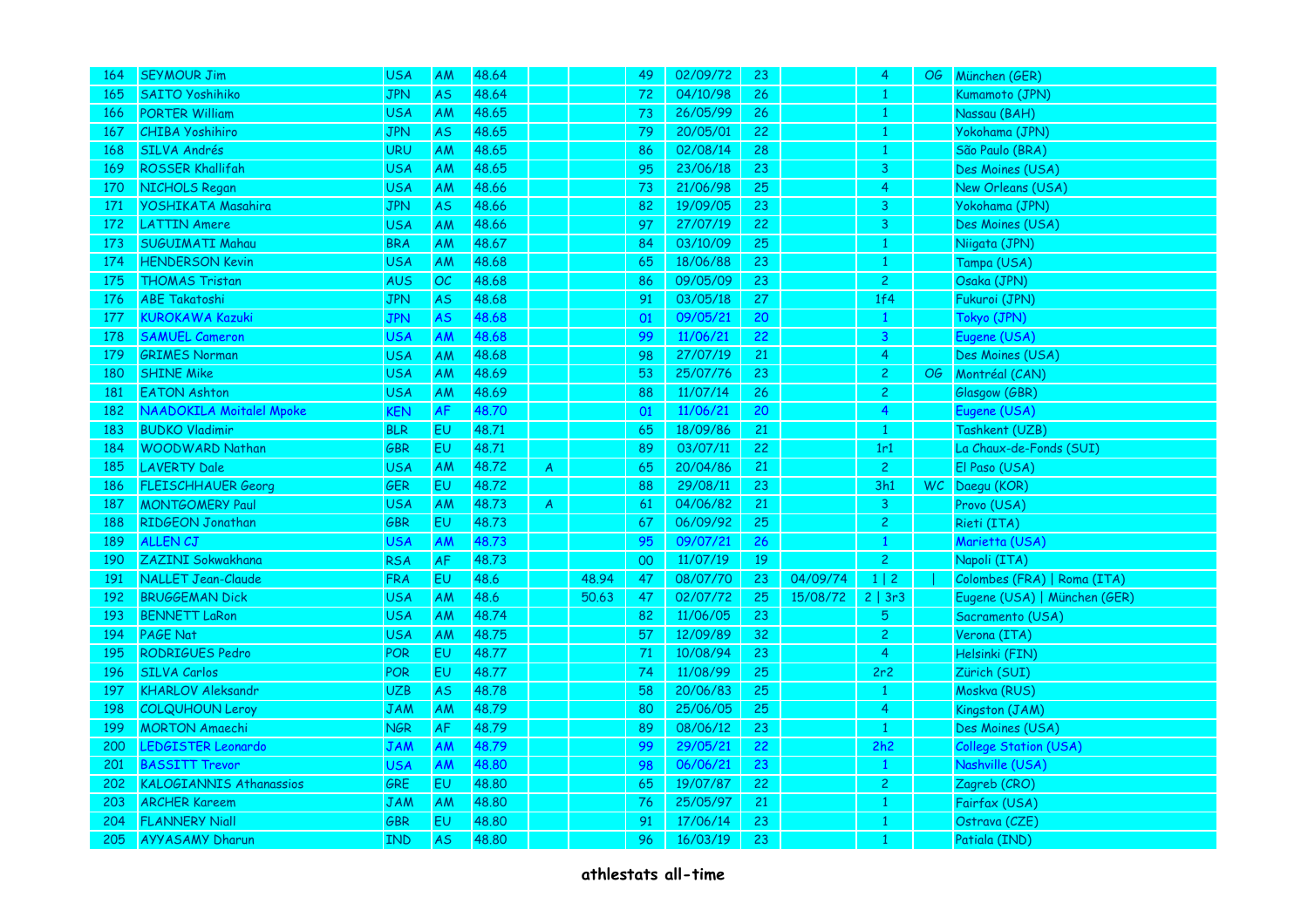| | | | | | | | | | | | | | |
|---|---|---|---|---|---|---|---|---|---|---|---|---|---|
| 164 | SEYMOUR Jim | USA | AM | 48.64 | | | 49 | 02/09/72 | 23 | | 4 | OG | München (GER) |
| 165 | SAITO Yoshihiko | JPN | AS | 48.64 | | | 72 | 04/10/98 | 26 | | 1 | | Kumamoto (JPN) |
| 166 | PORTER William | USA | AM | 48.65 | | | 73 | 26/05/99 | 26 | | 1 | | Nassau (BAH) |
| 167 | CHIBA Yoshihiro | JPN | AS | 48.65 | | | 79 | 20/05/01 | 22 | | 1 | | Yokohama (JPN) |
| 168 | SILVA Andrés | URU | AM | 48.65 | | | 86 | 02/08/14 | 28 | | 1 | | São Paulo (BRA) |
| 169 | ROSSER Khallifah | USA | AM | 48.65 | | | 95 | 23/06/18 | 23 | | 3 | | Des Moines (USA) |
| 170 | NICHOLS Regan | USA | AM | 48.66 | | | 73 | 21/06/98 | 25 | | 4 | | New Orleans (USA) |
| 171 | YOSHIKATA Masahira | JPN | AS | 48.66 | | | 82 | 19/09/05 | 23 | | 3 | | Yokohama (JPN) |
| 172 | LATTIN Amere | USA | AM | 48.66 | | | 97 | 27/07/19 | 22 | | 3 | | Des Moines (USA) |
| 173 | SUGUIMATI Mahau | BRA | AM | 48.67 | | | 84 | 03/10/09 | 25 | | 1 | | Niigata (JPN) |
| 174 | HENDERSON Kevin | USA | AM | 48.68 | | | 65 | 18/06/88 | 23 | | 1 | | Tampa (USA) |
| 175 | THOMAS Tristan | AUS | OC | 48.68 | | | 86 | 09/05/09 | 23 | | 2 | | Osaka (JPN) |
| 176 | ABE Takatoshi | JPN | AS | 48.68 | | | 91 | 03/05/18 | 27 | | 1f4 | | Fukuroi (JPN) |
| 177 | KUROKAWA Kazuki | JPN | AS | 48.68 | | | 01 | 09/05/21 | 20 | | 1 | | Tokyo (JPN) |
| 178 | SAMUEL Cameron | USA | AM | 48.68 | | | 99 | 11/06/21 | 22 | | 3 | | Eugene (USA) |
| 179 | GRIMES Norman | USA | AM | 48.68 | | | 98 | 27/07/19 | 21 | | 4 | | Des Moines (USA) |
| 180 | SHINE Mike | USA | AM | 48.69 | | | 53 | 25/07/76 | 23 | | 2 | OG | Montréal (CAN) |
| 181 | EATON Ashton | USA | AM | 48.69 | | | 88 | 11/07/14 | 26 | | 2 | | Glasgow (GBR) |
| 182 | NAADOKILA Moitalel Mpoke | KEN | AF | 48.70 | | | 01 | 11/06/21 | 20 | | 4 | | Eugene (USA) |
| 183 | BUDKO Vladimir | BLR | EU | 48.71 | | | 65 | 18/09/86 | 21 | | 1 | | Tashkent (UZB) |
| 184 | WOODWARD Nathan | GBR | EU | 48.71 | | | 89 | 03/07/11 | 22 | | 1r1 | | La Chaux-de-Fonds (SUI) |
| 185 | LAVERTY Dale | USA | AM | 48.72 | A | | 65 | 20/04/86 | 21 | | 2 | | El Paso (USA) |
| 186 | FLEISCHHAUER Georg | GER | EU | 48.72 | | | 88 | 29/08/11 | 23 | | 3h1 | WC | Daegu (KOR) |
| 187 | MONTGOMERY Paul | USA | AM | 48.73 | A | | 61 | 04/06/82 | 21 | | 3 | | Provo (USA) |
| 188 | RIDGEON Jonathan | GBR | EU | 48.73 | | | 67 | 06/09/92 | 25 | | 2 | | Rieti (ITA) |
| 189 | ALLEN CJ | USA | AM | 48.73 | | | 95 | 09/07/21 | 26 | | 1 | | Marietta (USA) |
| 190 | ZAZINI Sokwakhana | RSA | AF | 48.73 | | | 00 | 11/07/19 | 19 | | 2 | | Napoli (ITA) |
| 191 | NALLET Jean-Claude | FRA | EU | 48.6 | | 48.94 | 47 | 08/07/70 | 23 | 04/09/74 | 1 \| 2 | \| | Colombes (FRA) \| Roma (ITA) |
| 192 | BRUGGEMAN Dick | USA | AM | 48.6 | | 50.63 | 47 | 02/07/72 | 25 | 15/08/72 | 2 \| 3r3 | | Eugene (USA) \| München (GER) |
| 193 | BENNETT LaRon | USA | AM | 48.74 | | | 82 | 11/06/05 | 23 | | 5 | | Sacramento (USA) |
| 194 | PAGE Nat | USA | AM | 48.75 | | | 57 | 12/09/89 | 32 | | 2 | | Verona (ITA) |
| 195 | RODRIGUES Pedro | POR | EU | 48.77 | | | 71 | 10/08/94 | 23 | | 4 | | Helsinki (FIN) |
| 196 | SILVA Carlos | POR | EU | 48.77 | | | 74 | 11/08/99 | 25 | | 2r2 | | Zürich (SUI) |
| 197 | KHARLOV Aleksandr | UZB | AS | 48.78 | | | 58 | 20/06/83 | 25 | | 1 | | Moskva (RUS) |
| 198 | COLQUHOUN Leroy | JAM | AM | 48.79 | | | 80 | 25/06/05 | 25 | | 4 | | Kingston (JAM) |
| 199 | MORTON Amaechi | NGR | AF | 48.79 | | | 89 | 08/06/12 | 23 | | 1 | | Des Moines (USA) |
| 200 | LEDGISTER Leonardo | JAM | AM | 48.79 | | | 99 | 29/05/21 | 22 | | 2h2 | | College Station (USA) |
| 201 | BASSITT Trevor | USA | AM | 48.80 | | | 98 | 06/06/21 | 23 | | 1 | | Nashville (USA) |
| 202 | KALOGIANNIS Athanassios | GRE | EU | 48.80 | | | 65 | 19/07/87 | 22 | | 2 | | Zagreb (CRO) |
| 203 | ARCHER Kareem | JAM | AM | 48.80 | | | 76 | 25/05/97 | 21 | | 1 | | Fairfax (USA) |
| 204 | FLANNERY Niall | GBR | EU | 48.80 | | | 91 | 17/06/14 | 23 | | 1 | | Ostrava (CZE) |
| 205 | AYYASAMY Dharun | IND | AS | 48.80 | | | 96 | 16/03/19 | 23 | | 1 | | Patiala (IND) |

**athlestats all-time**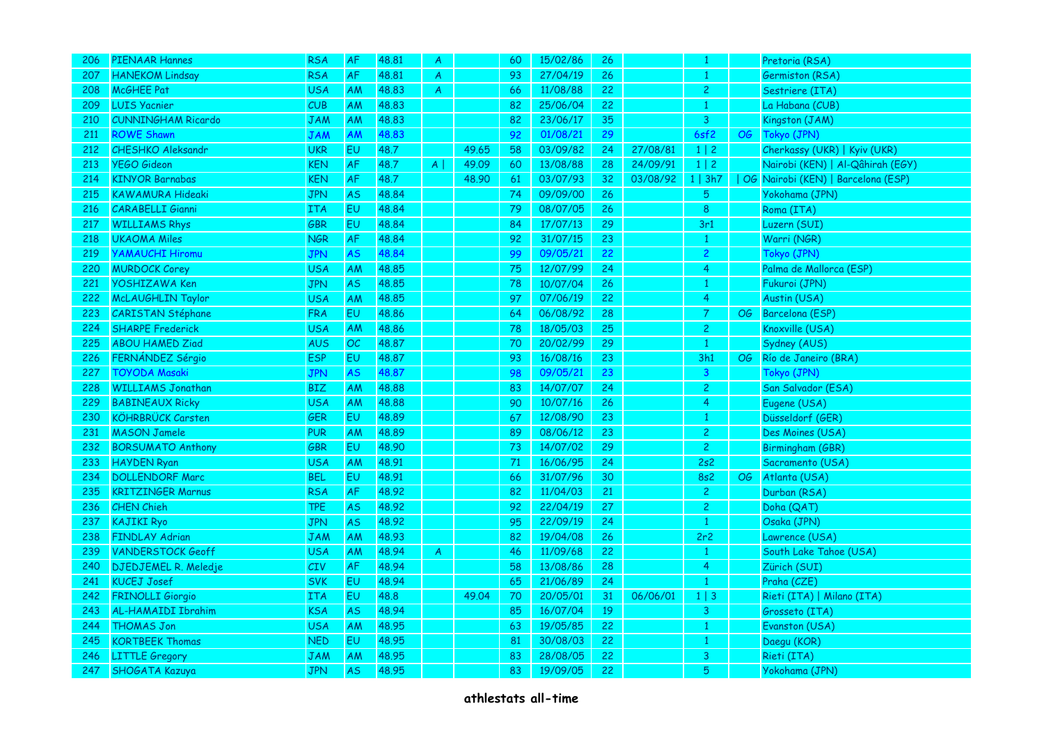| | | | | | | | | | | | | | |
|---|---|---|---|---|---|---|---|---|---|---|---|---|---|
| 206 | PIENAAR Hannes | RSA | AF | 48.81 | A | | 60 | 15/02/86 | 26 | | 1 | | Pretoria (RSA) |
| 207 | HANEKOM Lindsay | RSA | AF | 48.81 | A | | 93 | 27/04/19 | 26 | | 1 | | Germiston (RSA) |
| 208 | McGHEE Pat | USA | AM | 48.83 | A | | 66 | 11/08/88 | 22 | | 2 | | Sestriere (ITA) |
| 209 | LUIS Yacnier | CUB | AM | 48.83 | | | 82 | 25/06/04 | 22 | | 1 | | La Habana (CUB) |
| 210 | CUNNINGHAM Ricardo | JAM | AM | 48.83 | | | 82 | 23/06/17 | 35 | | 3 | | Kingston (JAM) |
| 211 | ROWE Shawn | JAM | AM | 48.83 | | | 92 | 01/08/21 | 29 | | 6sf2 | OG | Tokyo (JPN) |
| 212 | CHESHKO Aleksandr | UKR | EU | 48.7 | | 49.65 | 58 | 03/09/82 | 24 | 27/08/81 | 1 \| 2 | | Cherkassy (UKR) \| Kyiv (UKR) |
| 213 | YEGO Gideon | KEN | AF | 48.7 | A \| | 49.09 | 60 | 13/08/88 | 28 | 24/09/91 | 1 \| 2 | | Nairobi (KEN) \| Al-Qâhirah (EGY) |
| 214 | KINYOR Barnabas | KEN | AF | 48.7 | | 48.90 | 61 | 03/07/93 | 32 | 03/08/92 | 1 \| 3h7 | \| OG | Nairobi (KEN) \| Barcelona (ESP) |
| 215 | KAWAMURA Hideaki | JPN | AS | 48.84 | | | 74 | 09/09/00 | 26 | | 5 | | Yokohama (JPN) |
| 216 | CARABELLI Gianni | ITA | EU | 48.84 | | | 79 | 08/07/05 | 26 | | 8 | | Roma (ITA) |
| 217 | WILLIAMS Rhys | GBR | EU | 48.84 | | | 84 | 17/07/13 | 29 | | 3r1 | | Luzern (SUI) |
| 218 | UKAOMA Miles | NGR | AF | 48.84 | | | 92 | 31/07/15 | 23 | | 1 | | Warri (NGR) |
| 219 | YAMAUCHI Hiromu | JPN | AS | 48.84 | | | 99 | 09/05/21 | 22 | | 2 | | Tokyo (JPN) |
| 220 | MURDOCK Corey | USA | AM | 48.85 | | | 75 | 12/07/99 | 24 | | 4 | | Palma de Mallorca (ESP) |
| 221 | YOSHIZAWA Ken | JPN | AS | 48.85 | | | 78 | 10/07/04 | 26 | | 1 | | Fukuroi (JPN) |
| 222 | McLAUGHLIN Taylor | USA | AM | 48.85 | | | 97 | 07/06/19 | 22 | | 4 | | Austin (USA) |
| 223 | CARISTAN Stéphane | FRA | EU | 48.86 | | | 64 | 06/08/92 | 28 | | 7 | OG | Barcelona (ESP) |
| 224 | SHARPE Frederick | USA | AM | 48.86 | | | 78 | 18/05/03 | 25 | | 2 | | Knoxville (USA) |
| 225 | ABOU HAMED Ziad | AUS | OC | 48.87 | | | 70 | 20/02/99 | 29 | | 1 | | Sydney (AUS) |
| 226 | FERNÁNDEZ Sérgio | ESP | EU | 48.87 | | | 93 | 16/08/16 | 23 | | 3h1 | OG | Río de Janeiro (BRA) |
| 227 | TOYODA Masaki | JPN | AS | 48.87 | | | 98 | 09/05/21 | 23 | | 3 | | Tokyo (JPN) |
| 228 | WILLIAMS Jonathan | BIZ | AM | 48.88 | | | 83 | 14/07/07 | 24 | | 2 | | San Salvador (ESA) |
| 229 | BABINEAUX Ricky | USA | AM | 48.88 | | | 90 | 10/07/16 | 26 | | 4 | | Eugene (USA) |
| 230 | KÖHRBRÜCK Carsten | GER | EU | 48.89 | | | 67 | 12/08/90 | 23 | | 1 | | Düsseldorf (GER) |
| 231 | MASON Jamele | PUR | AM | 48.89 | | | 89 | 08/06/12 | 23 | | 2 | | Des Moines (USA) |
| 232 | BORSUMATO Anthony | GBR | EU | 48.90 | | | 73 | 14/07/02 | 29 | | 2 | | Birmingham (GBR) |
| 233 | HAYDEN Ryan | USA | AM | 48.91 | | | 71 | 16/06/95 | 24 | | 2s2 | | Sacramento (USA) |
| 234 | DOLLENDORF Marc | BEL | EU | 48.91 | | | 66 | 31/07/96 | 30 | | 8s2 | OG | Atlanta (USA) |
| 235 | KRITZINGER Marnus | RSA | AF | 48.92 | | | 82 | 11/04/03 | 21 | | 2 | | Durban (RSA) |
| 236 | CHEN Chieh | TPE | AS | 48.92 | | | 92 | 22/04/19 | 27 | | 2 | | Doha (QAT) |
| 237 | KAJIKI Ryo | JPN | AS | 48.92 | | | 95 | 22/09/19 | 24 | | 1 | | Osaka (JPN) |
| 238 | FINDLAY Adrian | JAM | AM | 48.93 | | | 82 | 19/04/08 | 26 | | 2r2 | | Lawrence (USA) |
| 239 | VANDERSTOCK Geoff | USA | AM | 48.94 | A | | 46 | 11/09/68 | 22 | | 1 | | South Lake Tahoe (USA) |
| 240 | DJEDJEMEL R. Meledje | CIV | AF | 48.94 | | | 58 | 13/08/86 | 28 | | 4 | | Zürich (SUI) |
| 241 | KUCEJ Josef | SVK | EU | 48.94 | | | 65 | 21/06/89 | 24 | | 1 | | Praha (CZE) |
| 242 | FRINOLLI Giorgio | ITA | EU | 48.8 | | 49.04 | 70 | 20/05/01 | 31 | 06/06/01 | 1 \| 3 | | Rieti (ITA) \| Milano (ITA) |
| 243 | AL-HAMAIDI Ibrahim | KSA | AS | 48.94 | | | 85 | 16/07/04 | 19 | | 3 | | Grosseto (ITA) |
| 244 | THOMAS Jon | USA | AM | 48.95 | | | 63 | 19/05/85 | 22 | | 1 | | Evanston (USA) |
| 245 | KORTBEEK Thomas | NED | EU | 48.95 | | | 81 | 30/08/03 | 22 | | 1 | | Daegu (KOR) |
| 246 | LITTLE Gregory | JAM | AM | 48.95 | | | 83 | 28/08/05 | 22 | | 3 | | Rieti (ITA) |
| 247 | SHOGATA Kazuya | JPN | AS | 48.95 | | | 83 | 19/09/05 | 22 | | 5 | | Yokohama (JPN) |

**athlestats all-time**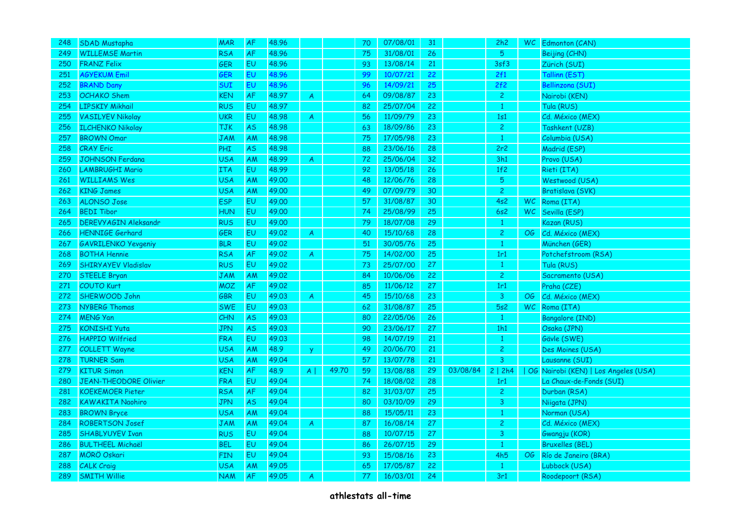| | | | | | | | | | | | | | |
|---|---|---|---|---|---|---|---|---|---|---|---|---|---|
| 248 | SDAD Mustapha | MAR | AF | 48.96 | | | 70 | 07/08/01 | 31 | | 2h2 | WC | Edmonton (CAN) |
| 249 | WILLEMSE Martin | RSA | AF | 48.96 | | | 75 | 31/08/01 | 26 | | 5 | | Beijing (CHN) |
| 250 | FRANZ Felix | GER | EU | 48.96 | | | 93 | 13/08/14 | 21 | | 3sf3 | | Zürich (SUI) |
| 251 | AGYEKUM Emil | GER | EU | 48.96 | | | 99 | 10/07/21 | 22 | | 2f1 | | Tallinn (EST) |
| 252 | BRAND Dany | SUI | EU | 48.96 | | | 96 | 14/09/21 | 25 | | 2f2 | | Bellinzona (SUI) |
| 253 | OCHAKO Shem | KEN | AF | 48.97 | A | | 64 | 09/08/87 | 23 | | 2 | | Nairobi (KEN) |
| 254 | LIPSKIY Mikhail | RUS | EU | 48.97 | | | 82 | 25/07/04 | 22 | | 1 | | Tula (RUS) |
| 255 | VASILYEV Nikolay | UKR | EU | 48.98 | A | | 56 | 11/09/79 | 23 | | 1s1 | | Cd. México (MEX) |
| 256 | ILCHENKO Nikolay | TJK | AS | 48.98 | | | 63 | 18/09/86 | 23 | | 2 | | Tashkent (UZB) |
| 257 | BROWN Omar | JAM | AM | 48.98 | | | 75 | 17/05/98 | 23 | | 1 | | Columbia (USA) |
| 258 | CRAY Eric | PHI | AS | 48.98 | | | 88 | 23/06/16 | 28 | | 2r2 | | Madrid (ESP) |
| 259 | JOHNSON Ferdana | USA | AM | 48.99 | A | | 72 | 25/06/04 | 32 | | 3h1 | | Provo (USA) |
| 260 | LAMBRUGHI Mario | ITA | EU | 48.99 | | | 92 | 13/05/18 | 26 | | 1f2 | | Rieti (ITA) |
| 261 | WILLIAMS Wes | USA | AM | 49.00 | | | 48 | 12/06/76 | 28 | | 5 | | Westwood (USA) |
| 262 | KING James | USA | AM | 49.00 | | | 49 | 07/09/79 | 30 | | 2 | | Bratislava (SVK) |
| 263 | ALONSO Jose | ESP | EU | 49.00 | | | 57 | 31/08/87 | 30 | | 4s2 | WC | Roma (ITA) |
| 264 | BEDI Tibor | HUN | EU | 49.00 | | | 74 | 25/08/99 | 25 | | 6s2 | WC | Sevilla (ESP) |
| 265 | DEREVYAGIN Aleksandr | RUS | EU | 49.00 | | | 79 | 18/07/08 | 29 | | 1 | | Kazan (RUS) |
| 266 | HENNIGE Gerhard | GER | EU | 49.02 | A | | 40 | 15/10/68 | 28 | | 2 | OG | Cd. México (MEX) |
| 267 | GAVRILENKO Yevgeniy | BLR | EU | 49.02 | | | 51 | 30/05/76 | 25 | | 1 | | München (GER) |
| 268 | BOTHA Hennie | RSA | AF | 49.02 | A | | 75 | 14/02/00 | 25 | | 1r1 | | Potchefstroom (RSA) |
| 269 | SHIRYAYEV Vladislav | RUS | EU | 49.02 | | | 73 | 25/07/00 | 27 | | 1 | | Tula (RUS) |
| 270 | STEELE Bryan | JAM | AM | 49.02 | | | 84 | 10/06/06 | 22 | | 2 | | Sacramento (USA) |
| 271 | COUTO Kurt | MOZ | AF | 49.02 | | | 85 | 11/06/12 | 27 | | 1r1 | | Praha (CZE) |
| 272 | SHERWOOD John | GBR | EU | 49.03 | A | | 45 | 15/10/68 | 23 | | 3 | OG | Cd. México (MEX) |
| 273 | NYBERG Thomas | SWE | EU | 49.03 | | | 62 | 31/08/87 | 25 | | 5s2 | WC | Roma (ITA) |
| 274 | MENG Yan | CHN | AS | 49.03 | | | 80 | 22/05/06 | 26 | | 1 | | Bangalore (IND) |
| 275 | KONISHI Yuta | JPN | AS | 49.03 | | | 90 | 23/06/17 | 27 | | 1h1 | | Osaka (JPN) |
| 276 | HAPPIO Wilfried | FRA | EU | 49.03 | | | 98 | 14/07/19 | 21 | | 1 | | Gävle (SWE) |
| 277 | COLLETT Wayne | USA | AM | 48.9 | y | | 49 | 20/06/70 | 21 | | 2 | | Des Moines (USA) |
| 278 | TURNER Sam | USA | AM | 49.04 | | | 57 | 13/07/78 | 21 | | 3 | | Lausanne (SUI) |
| 279 | KITUR Simon | KEN | AF | 48.9 | A \| | 49.70 | 59 | 13/08/88 | 29 | 03/08/84 | 2 \| 2h4 | \| OG | Nairobi (KEN) \| Los Angeles (USA) |
| 280 | JEAN-THEODORE Olivier | FRA | EU | 49.04 | | | 74 | 18/08/02 | 28 | | 1r1 | | La Chaux-de-Fonds (SUI) |
| 281 | KOEKEMOER Pieter | RSA | AF | 49.04 | | | 82 | 31/03/07 | 25 | | 2 | | Durban (RSA) |
| 282 | KAWAKITA Naohiro | JPN | AS | 49.04 | | | 80 | 03/10/09 | 29 | | 3 | | Niigata (JPN) |
| 283 | BROWN Bryce | USA | AM | 49.04 | | | 88 | 15/05/11 | 23 | | 1 | | Norman (USA) |
| 284 | ROBERTSON Josef | JAM | AM | 49.04 | A | | 87 | 16/08/14 | 27 | | 2 | | Cd. México (MEX) |
| 285 | SHABLYUYEV Ivan | RUS | EU | 49.04 | | | 88 | 10/07/15 | 27 | | 3 | | Gwangju (KOR) |
| 286 | BULTHEEL Michaël | BEL | EU | 49.04 | | | 86 | 26/07/15 | 29 | | 1 | | Bruxelles (BEL) |
| 287 | MÖRÖ Oskari | FIN | EU | 49.04 | | | 93 | 15/08/16 | 23 | | 4h5 | OG | Río de Janeiro (BRA) |
| 288 | CALK Craig | USA | AM | 49.05 | | | 65 | 17/05/87 | 22 | | 1 | | Lubbock (USA) |
| 289 | SMITH Willie | NAM | AF | 49.05 | A | | 77 | 16/03/01 | 24 | | 3r1 | | Roodepoort (RSA) |

**athlestats all-time**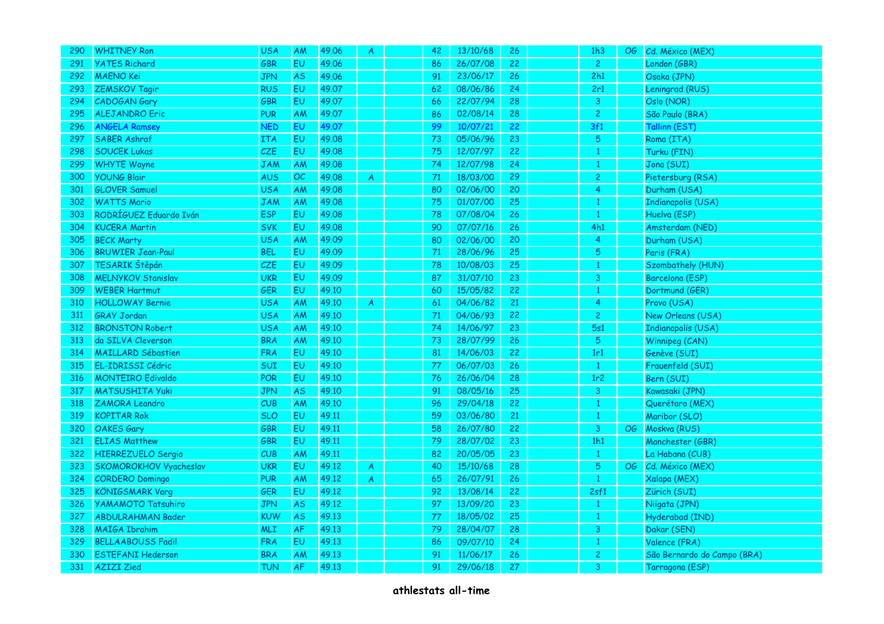| | | | | | | | | | | | | | |
|---|---|---|---|---|---|---|---|---|---|---|---|---|---|
| 290 | WHITNEY Ron | USA | AM | 49.06 | A | | 42 | 13/10/68 | 26 | | 1h3 | OG | Cd. México (MEX) |
| 291 | YATES Richard | GBR | EU | 49.06 | | | 86 | 26/07/08 | 22 | | 2 | | London (GBR) |
| 292 | MAENO Kei | JPN | AS | 49.06 | | | 91 | 23/06/17 | 26 | | 2h1 | | Osaka (JPN) |
| 293 | ZEMSKOV Tagir | RUS | EU | 49.07 | | | 62 | 08/06/86 | 24 | | 2r1 | | Leningrad (RUS) |
| 294 | CADOGAN Gary | GBR | EU | 49.07 | | | 66 | 22/07/94 | 28 | | 3 | | Oslo (NOR) |
| 295 | ALEJANDRO Eric | PUR | AM | 49.07 | | | 86 | 02/08/14 | 28 | | 2 | | São Paulo (BRA) |
| 296 | ANGELA Ramsey | NED | EU | 49.07 | | | 99 | 10/07/21 | 22 | | 3f1 | | Tallinn (EST) |
| 297 | SABER Ashraf | ITA | EU | 49.08 | | | 73 | 05/06/96 | 23 | | 5 | | Roma (ITA) |
| 298 | SOUCEK Lukas | CZE | EU | 49.08 | | | 75 | 12/07/97 | 22 | | 1 | | Turku (FIN) |
| 299 | WHYTE Wayne | JAM | AM | 49.08 | | | 74 | 12/07/98 | 24 | | 1 | | Jona (SUI) |
| 300 | YOUNG Blair | AUS | OC | 49.08 | A | | 71 | 18/03/00 | 29 | | 2 | | Pietersburg (RSA) |
| 301 | GLOVER Samuel | USA | AM | 49.08 | | | 80 | 02/06/00 | 20 | | 4 | | Durham (USA) |
| 302 | WATTS Mario | JAM | AM | 49.08 | | | 75 | 01/07/00 | 25 | | 1 | | Indianapolis (USA) |
| 303 | RODRÍGUEZ Eduardo Iván | ESP | EU | 49.08 | | | 78 | 07/08/04 | 26 | | 1 | | Huelva (ESP) |
| 304 | KUCERA Martin | SVK | EU | 49.08 | | | 90 | 07/07/16 | 26 | | 4h1 | | Amsterdam (NED) |
| 305 | BECK Marty | USA | AM | 49.09 | | | 80 | 02/06/00 | 20 | | 4 | | Durham (USA) |
| 306 | BRUWIER Jean-Paul | BEL | EU | 49.09 | | | 71 | 28/06/96 | 25 | | 5 | | Paris (FRA) |
| 307 | TESARIK Štěpán | CZE | EU | 49.09 | | | 78 | 10/08/03 | 25 | | 1 | | Szombathely (HUN) |
| 308 | MELNYKOV Stanislav | UKR | EU | 49.09 | | | 87 | 31/07/10 | 23 | | 3 | | Barcelona (ESP) |
| 309 | WEBER Hartmut | GER | EU | 49.10 | | | 60 | 15/05/82 | 22 | | 1 | | Dortmund (GER) |
| 310 | HOLLOWAY Bernie | USA | AM | 49.10 | A | | 61 | 04/06/82 | 21 | | 4 | | Provo (USA) |
| 311 | GRAY Jordan | USA | AM | 49.10 | | | 71 | 04/06/93 | 22 | | 2 | | New Orleans (USA) |
| 312 | BRONSTON Robert | USA | AM | 49.10 | | | 74 | 14/06/97 | 23 | | 5s1 | | Indianapolis (USA) |
| 313 | da SILVA Cleverson | BRA | AM | 49.10 | | | 73 | 28/07/99 | 26 | | 5 | | Winnipeg (CAN) |
| 314 | MAILLARD Sébastien | FRA | EU | 49.10 | | | 81 | 14/06/03 | 22 | | 1r1 | | Genève (SUI) |
| 315 | EL-IDRISSI Cédric | SUI | EU | 49.10 | | | 77 | 06/07/03 | 26 | | 1 | | Frauenfeld (SUI) |
| 316 | MONTEIRO Edivaldo | POR | EU | 49.10 | | | 76 | 26/06/04 | 28 | | 1r2 | | Bern (SUI) |
| 317 | MATSUSHITA Yuki | JPN | AS | 49.10 | | | 91 | 08/05/16 | 25 | | 3 | | Kawasaki (JPN) |
| 318 | ZAMORA Leandro | CUB | AM | 49.10 | | | 96 | 29/04/18 | 22 | | 1 | | Querétaro (MEX) |
| 319 | KOPITAR Rok | SLO | EU | 49.11 | | | 59 | 03/06/80 | 21 | | 1 | | Maribor (SLO) |
| 320 | OAKES Gary | GBR | EU | 49.11 | | | 58 | 26/07/80 | 22 | | 3 | OG | Moskva (RUS) |
| 321 | ELIAS Matthew | GBR | EU | 49.11 | | | 79 | 28/07/02 | 23 | | 1h1 | | Manchester (GBR) |
| 322 | HIERREZUELO Sergio | CUB | AM | 49.11 | | | 82 | 20/05/05 | 23 | | 1 | | La Habana (CUB) |
| 323 | SKOMOROKHOV Vyacheslav | UKR | EU | 49.12 | A | | 40 | 15/10/68 | 28 | | 5 | OG | Cd. México (MEX) |
| 324 | CORDERO Domingo | PUR | AM | 49.12 | A | | 65 | 26/07/91 | 26 | | 1 | | Xalapa (MEX) |
| 325 | KÖNIGSMARK Varg | GER | EU | 49.12 | | | 92 | 13/08/14 | 22 | | 2sf1 | | Zürich (SUI) |
| 326 | YAMAMOTO Tatsuhiro | JPN | AS | 49.12 | | | 97 | 13/09/20 | 23 | | 1 | | Niigata (JPN) |
| 327 | ABDULRAHMAN Bader | KUW | AS | 49.13 | | | 77 | 18/05/02 | 25 | | 1 | | Hyderabad (IND) |
| 328 | MAÏGA Ibrahim | MLI | AF | 49.13 | | | 79 | 28/04/07 | 28 | | 3 | | Dakar (SEN) |
| 329 | BELLAABOUSS Fadil | FRA | EU | 49.13 | | | 86 | 09/07/10 | 24 | | 1 | | Valence (FRA) |
| 330 | ESTEFANI Hederson | BRA | AM | 49.13 | | | 91 | 11/06/17 | 26 | | 2 | | São Bernardo do Campo (BRA) |
| 331 | AZIZI Zied | TUN | AF | 49.13 | | | 91 | 29/06/18 | 27 | | 3 | | Tarragona (ESP) |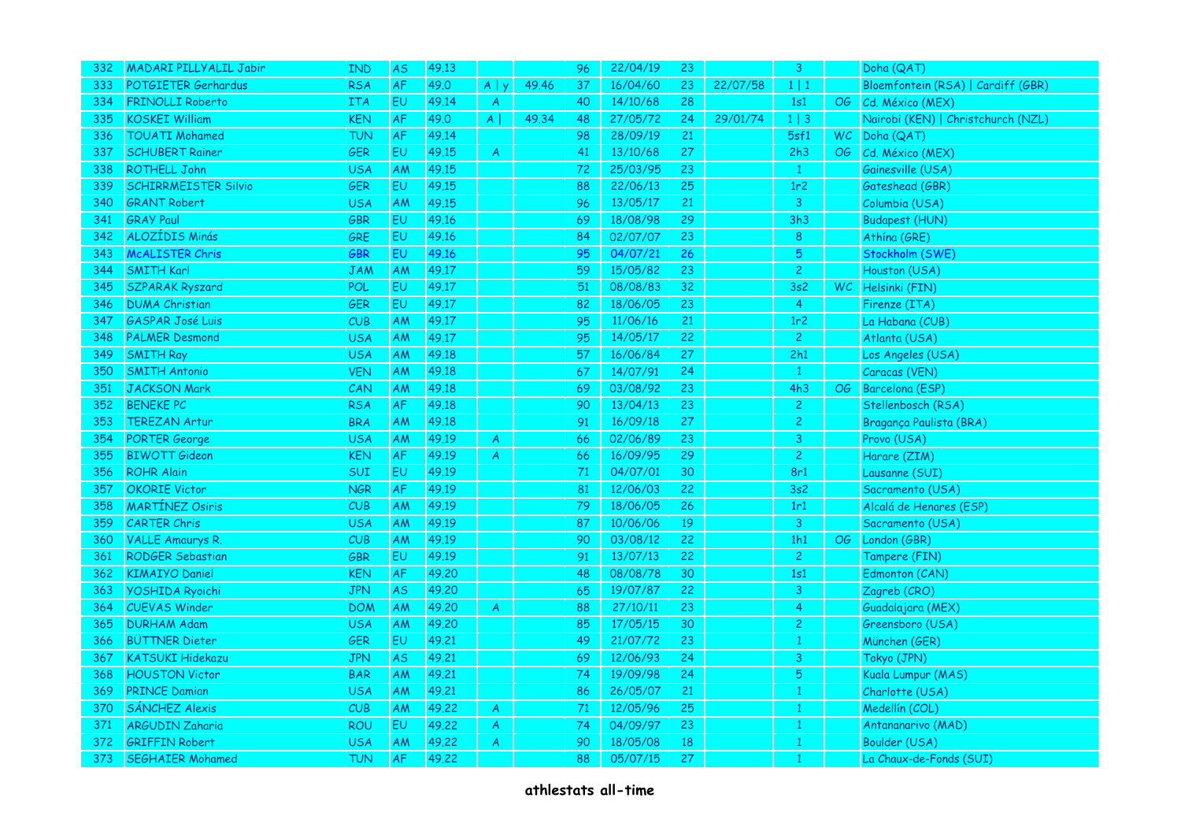| | | | | | | | | | | | | | |
|---|---|---|---|---|---|---|---|---|---|---|---|---|---|
| 332 | MADARI PILLYALIL Jabir | IND | AS | 49.13 | | | 96 | 22/04/19 | 23 | | 3 | | Doha (QAT) |
| 333 | POTGIETER Gerhardus | RSA | AF | 49.0 | A \| y | 49.46 | 37 | 16/04/60 | 23 | 22/07/58 | 1 \| 1 | | Bloemfontein (RSA) \| Cardiff (GBR) |
| 334 | FRINOLLI Roberto | ITA | EU | 49.14 | A | | 40 | 14/10/68 | 28 | | 1s1 | OG | Cd. México (MEX) |
| 335 | KOSKEI William | KEN | AF | 49.0 | A \| | 49.34 | 48 | 27/05/72 | 24 | 29/01/74 | 1 \| 3 | | Nairobi (KEN) \| Christchurch (NZL) |
| 336 | TOUATI Mohamed | TUN | AF | 49.14 | | | 98 | 28/09/19 | 21 | | 5sf1 | WC | Doha (QAT) |
| 337 | SCHUBERT Rainer | GER | EU | 49.15 | A | | 41 | 13/10/68 | 27 | | 2h3 | OG | Cd. México (MEX) |
| 338 | ROTHELL John | USA | AM | 49.15 | | | 72 | 25/03/95 | 23 | | 1 | | Gainesville (USA) |
| 339 | SCHIRRMEISTER Silvio | GER | EU | 49.15 | | | 88 | 22/06/13 | 25 | | 1r2 | | Gateshead (GBR) |
| 340 | GRANT Robert | USA | AM | 49.15 | | | 96 | 13/05/17 | 21 | | 3 | | Columbia (USA) |
| 341 | GRAY Paul | GBR | EU | 49.16 | | | 69 | 18/08/98 | 29 | | 3h3 | | Budapest (HUN) |
| 342 | ALOZÍDIS Minás | GRE | EU | 49.16 | | | 84 | 02/07/07 | 23 | | 8 | | Athína (GRE) |
| 343 | McALISTER Chris | GBR | EU | 49.16 | | | 95 | 04/07/21 | 26 | | 5 | | Stockholm (SWE) |
| 344 | SMITH Karl | JAM | AM | 49.17 | | | 59 | 15/05/82 | 23 | | 2 | | Houston (USA) |
| 345 | SZPARAK Ryszard | POL | EU | 49.17 | | | 51 | 08/08/83 | 32 | | 3s2 | WC | Helsinki (FIN) |
| 346 | DUMA Christian | GER | EU | 49.17 | | | 82 | 18/06/05 | 23 | | 4 | | Firenze (ITA) |
| 347 | GASPAR José Luis | CUB | AM | 49.17 | | | 95 | 11/06/16 | 21 | | 1r2 | | La Habana (CUB) |
| 348 | PALMER Desmond | USA | AM | 49.17 | | | 95 | 14/05/17 | 22 | | 2 | | Atlanta (USA) |
| 349 | SMITH Ray | USA | AM | 49.18 | | | 57 | 16/06/84 | 27 | | 2h1 | | Los Angeles (USA) |
| 350 | SMITH Antonio | VEN | AM | 49.18 | | | 67 | 14/07/91 | 24 | | 1 | | Caracas (VEN) |
| 351 | JACKSON Mark | CAN | AM | 49.18 | | | 69 | 03/08/92 | 23 | | 4h3 | OG | Barcelona (ESP) |
| 352 | BENEKE PC | RSA | AF | 49.18 | | | 90 | 13/04/13 | 23 | | 2 | | Stellenbosch (RSA) |
| 353 | TEREZAN Artur | BRA | AM | 49.18 | | | 91 | 16/09/18 | 27 | | 2 | | Bragança Paulista (BRA) |
| 354 | PORTER George | USA | AM | 49.19 | A | | 66 | 02/06/89 | 23 | | 3 | | Provo (USA) |
| 355 | BIWOTT Gideon | KEN | AF | 49.19 | A | | 66 | 16/09/95 | 29 | | 2 | | Harare (ZIM) |
| 356 | ROHR Alain | SUI | EU | 49.19 | | | 71 | 04/07/01 | 30 | | 8r1 | | Lausanne (SUI) |
| 357 | OKORIE Victor | NGR | AF | 49.19 | | | 81 | 12/06/03 | 22 | | 3s2 | | Sacramento (USA) |
| 358 | MARTÍNEZ Osiris | CUB | AM | 49.19 | | | 79 | 18/06/05 | 26 | | 1r1 | | Alcalá de Henares (ESP) |
| 359 | CARTER Chris | USA | AM | 49.19 | | | 87 | 10/06/06 | 19 | | 3 | | Sacramento (USA) |
| 360 | VALLE Amaurys R. | CUB | AM | 49.19 | | | 90 | 03/08/12 | 22 | | 1h1 | OG | London (GBR) |
| 361 | RODGER Sebastian | GBR | EU | 49.19 | | | 91 | 13/07/13 | 22 | | 2 | | Tampere (FIN) |
| 362 | KIMAIYO Daniel | KEN | AF | 49.20 | | | 48 | 08/08/78 | 30 | | 1s1 | | Edmonton (CAN) |
| 363 | YOSHIDA Ryoichi | JPN | AS | 49.20 | | | 65 | 19/07/87 | 22 | | 3 | | Zagreb (CRO) |
| 364 | CUEVAS Winder | DOM | AM | 49.20 | A | | 88 | 27/10/11 | 23 | | 4 | | Guadalajara (MEX) |
| 365 | DURHAM Adam | USA | AM | 49.20 | | | 85 | 17/05/15 | 30 | | 2 | | Greensboro (USA) |
| 366 | BÜTTNER Dieter | GER | EU | 49.21 | | | 49 | 21/07/72 | 23 | | 1 | | München (GER) |
| 367 | KATSUKI Hidekazu | JPN | AS | 49.21 | | | 69 | 12/06/93 | 24 | | 3 | | Tokyo (JPN) |
| 368 | HOUSTON Victor | BAR | AM | 49.21 | | | 74 | 19/09/98 | 24 | | 5 | | Kuala Lumpur (MAS) |
| 369 | PRINCE Damian | USA | AM | 49.21 | | | 86 | 26/05/07 | 21 | | 1 | | Charlotte (USA) |
| 370 | SÁNCHEZ Alexis | CUB | AM | 49.22 | A | | 71 | 12/05/96 | 25 | | 1 | | Medellín (COL) |
| 371 | ARGUDIN Zaharia | ROU | EU | 49.22 | A | | 74 | 04/09/97 | 23 | | 1 | | Antananarivo (MAD) |
| 372 | GRIFFIN Robert | USA | AM | 49.22 | A | | 90 | 18/05/08 | 18 | | 1 | | Boulder (USA) |
| 373 | SEGHAIER Mohamed | TUN | AF | 49.22 | | | 88 | 05/07/15 | 27 | | 1 | | La Chaux-de-Fonds (SUI) |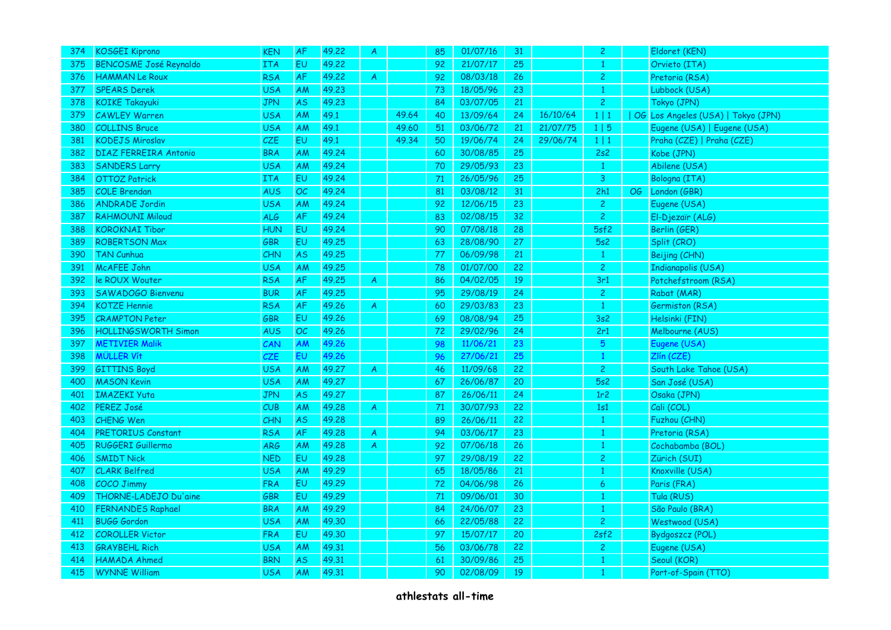| 374 | KOSGEI Kiprono | KEN | AF | 49.22 | A | | 85 | 01/07/16 | 31 | | 2 | | Eldoret (KEN) |
|---|---|---|---|---|---|---|---|---|---|---|---|---|---|
| 375 | BENCOSME José Reynaldo | ITA | EU | 49.22 | | | 92 | 21/07/17 | 25 | | 1 | | Orvieto (ITA) |
| 376 | HAMMAN Le Roux | RSA | AF | 49.22 | A | | 92 | 08/03/18 | 26 | | 2 | | Pretoria (RSA) |
| 377 | SPEARS Derek | USA | AM | 49.23 | | | 73 | 18/05/96 | 23 | | 1 | | Lubbock (USA) |
| 378 | KOIKE Takayuki | JPN | AS | 49.23 | | | 84 | 03/07/05 | 21 | | 2 | | Tokyo (JPN) |
| 379 | CAWLEY Warren | USA | AM | 49.1 | | 49.64 | 40 | 13/09/64 | 24 | 16/10/64 | 1 \| 1 | \| OG | Los Angeles (USA) \| Tokyo (JPN) |
| 380 | COLLINS Bruce | USA | AM | 49.1 | | 49.60 | 51 | 03/06/72 | 21 | 21/07/75 | 1 \| 5 | | Eugene (USA) \| Eugene (USA) |
| 381 | KODEJS Miroslav | CZE | EU | 49.1 | | 49.34 | 50 | 19/06/74 | 24 | 29/06/74 | 1 \| 1 | | Praha (CZE) \| Praha (CZE) |
| 382 | DIAZ FERREIRA Antonio | BRA | AM | 49.24 | | | 60 | 30/08/85 | 25 | | 2s2 | | Kobe (JPN) |
| 383 | SANDERS Larry | USA | AM | 49.24 | | | 70 | 29/05/93 | 23 | | 1 | | Abilene (USA) |
| 384 | OTTOZ Patrick | ITA | EU | 49.24 | | | 71 | 26/05/96 | 25 | | 3 | | Bologna (ITA) |
| 385 | COLE Brendan | AUS | OC | 49.24 | | | 81 | 03/08/12 | 31 | | 2h1 | OG | London (GBR) |
| 386 | ANDRADE Jordin | USA | AM | 49.24 | | | 92 | 12/06/15 | 23 | | 2 | | Eugene (USA) |
| 387 | RAHMOUNI Miloud | ALG | AF | 49.24 | | | 83 | 02/08/15 | 32 | | 2 | | El-Djezaïr (ALG) |
| 388 | KOROKNAI Tibor | HUN | EU | 49.24 | | | 90 | 07/08/18 | 28 | | 5sf2 | | Berlin (GER) |
| 389 | ROBERTSON Max | GBR | EU | 49.25 | | | 63 | 28/08/90 | 27 | | 5s2 | | Split (CRO) |
| 390 | TAN Cunhua | CHN | AS | 49.25 | | | 77 | 06/09/98 | 21 | | 1 | | Beijing (CHN) |
| 391 | McAFEE John | USA | AM | 49.25 | | | 78 | 01/07/00 | 22 | | 2 | | Indianapolis (USA) |
| 392 | le ROUX Wouter | RSA | AF | 49.25 | A | | 86 | 04/02/05 | 19 | | 3r1 | | Potchefstroom (RSA) |
| 393 | SAWADOGO Bienvenu | BUR | AF | 49.25 | | | 95 | 29/08/19 | 24 | | 2 | | Rabat (MAR) |
| 394 | KOTZE Hennie | RSA | AF | 49.26 | A | | 60 | 29/03/83 | 23 | | 1 | | Germiston (RSA) |
| 395 | CRAMPTON Peter | GBR | EU | 49.26 | | | 69 | 08/08/94 | 25 | | 3s2 | | Helsinki (FIN) |
| 396 | HOLLINGSWORTH Simon | AUS | OC | 49.26 | | | 72 | 29/02/96 | 24 | | 2r1 | | Melbourne (AUS) |
| 397 | METIVIER Malik | CAN | AM | 49.26 | | | 98 | 11/06/21 | 23 | | 5 | | Eugene (USA) |
| 398 | MÜLLER Vít | CZE | EU | 49.26 | | | 96 | 27/06/21 | 25 | | 1 | | Zlín (CZE) |
| 399 | GITTINS Boyd | USA | AM | 49.27 | A | | 46 | 11/09/68 | 22 | | 2 | | South Lake Tahoe (USA) |
| 400 | MASON Kevin | USA | AM | 49.27 | | | 67 | 26/06/87 | 20 | | 5s2 | | San José (USA) |
| 401 | IMAZEKI Yuta | JPN | AS | 49.27 | | | 87 | 26/06/11 | 24 | | 1r2 | | Osaka (JPN) |
| 402 | PEREZ José | CUB | AM | 49.28 | A | | 71 | 30/07/93 | 22 | | 1s1 | | Cali (COL) |
| 403 | CHENG Wen | CHN | AS | 49.28 | | | 89 | 26/06/11 | 22 | | 1 | | Fuzhou (CHN) |
| 404 | PRETORIUS Constant | RSA | AF | 49.28 | A | | 94 | 03/06/17 | 23 | | 1 | | Pretoria (RSA) |
| 405 | RUGGERI Guillermo | ARG | AM | 49.28 | A | | 92 | 07/06/18 | 26 | | 1 | | Cochabamba (BOL) |
| 406 | SMIDT Nick | NED | EU | 49.28 | | | 97 | 29/08/19 | 22 | | 2 | | Zürich (SUI) |
| 407 | CLARK Belfred | USA | AM | 49.29 | | | 65 | 18/05/86 | 21 | | 1 | | Knoxville (USA) |
| 408 | COCO Jimmy | FRA | EU | 49.29 | | | 72 | 04/06/98 | 26 | | 6 | | Paris (FRA) |
| 409 | THORNE-LADEJO Du'aine | GBR | EU | 49.29 | | | 71 | 09/06/01 | 30 | | 1 | | Tula (RUS) |
| 410 | FERNANDES Raphael | BRA | AM | 49.29 | | | 84 | 24/06/07 | 23 | | 1 | | São Paulo (BRA) |
| 411 | BUGG Gordon | USA | AM | 49.30 | | | 66 | 22/05/88 | 22 | | 2 | | Westwood (USA) |
| 412 | COROLLER Victor | FRA | EU | 49.30 | | | 97 | 15/07/17 | 20 | | 2sf2 | | Bydgoszcz (POL) |
| 413 | GRAYBEHL Rich | USA | AM | 49.31 | | | 56 | 03/06/78 | 22 | | 2 | | Eugene (USA) |
| 414 | HAMADA Ahmed | BRN | AS | 49.31 | | | 61 | 30/09/86 | 25 | | 1 | | Seoul (KOR) |
| 415 | WYNNE William | USA | AM | 49.31 | | | 90 | 02/08/09 | 19 | | 1 | | Port-of-Spain (TTO) |

**athlestats all-time**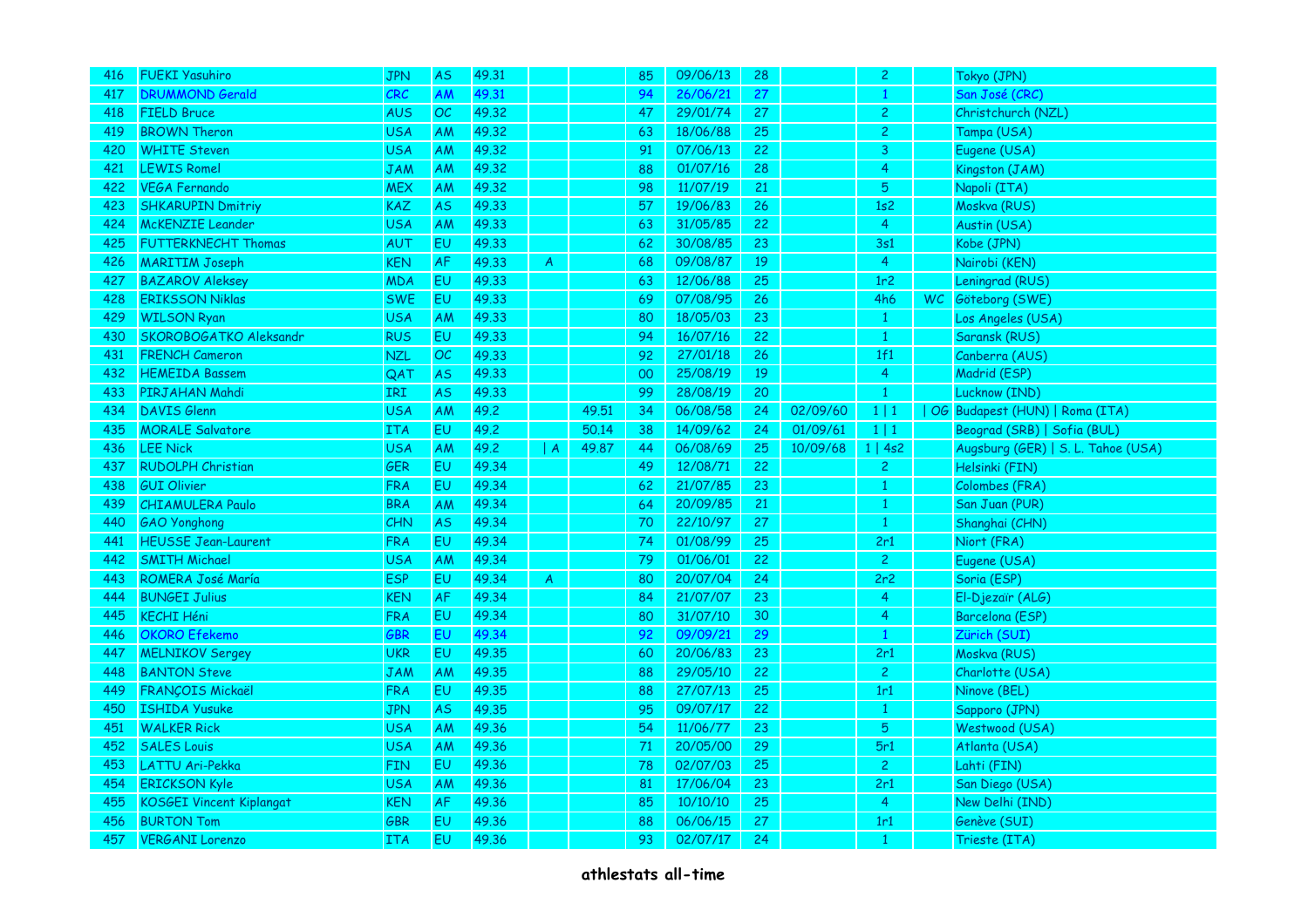| | | | | | | | | | | | | | |
|---|---|---|---|---|---|---|---|---|---|---|---|---|---|
| 416 | FUEKI Yasuhiro | JPN | AS | 49.31 | | | 85 | 09/06/13 | 28 | | 2 | | Tokyo (JPN) |
| 417 | DRUMMOND Gerald | CRC | AM | 49.31 | | | 94 | 26/06/21 | 27 | | 1 | | San José (CRC) |
| 418 | FIELD Bruce | AUS | OC | 49.32 | | | 47 | 29/01/74 | 27 | | 2 | | Christchurch (NZL) |
| 419 | BROWN Theron | USA | AM | 49.32 | | | 63 | 18/06/88 | 25 | | 2 | | Tampa (USA) |
| 420 | WHITE Steven | USA | AM | 49.32 | | | 91 | 07/06/13 | 22 | | 3 | | Eugene (USA) |
| 421 | LEWIS Romel | JAM | AM | 49.32 | | | 88 | 01/07/16 | 28 | | 4 | | Kingston (JAM) |
| 422 | VEGA Fernando | MEX | AM | 49.32 | | | 98 | 11/07/19 | 21 | | 5 | | Napoli (ITA) |
| 423 | SHKARUPIN Dmitriy | KAZ | AS | 49.33 | | | 57 | 19/06/83 | 26 | | 1s2 | | Moskva (RUS) |
| 424 | McKENZIE Leander | USA | AM | 49.33 | | | 63 | 31/05/85 | 22 | | 4 | | Austin (USA) |
| 425 | FUTTERKNECHT Thomas | AUT | EU | 49.33 | | | 62 | 30/08/85 | 23 | | 3s1 | | Kobe (JPN) |
| 426 | MARITIM Joseph | KEN | AF | 49.33 | A | | 68 | 09/08/87 | 19 | | 4 | | Nairobi (KEN) |
| 427 | BAZAROV Aleksey | MDA | EU | 49.33 | | | 63 | 12/06/88 | 25 | | 1r2 | | Leningrad (RUS) |
| 428 | ERIKSSON Niklas | SWE | EU | 49.33 | | | 69 | 07/08/95 | 26 | | 4h6 | WC | Göteborg (SWE) |
| 429 | WILSON Ryan | USA | AM | 49.33 | | | 80 | 18/05/03 | 23 | | 1 | | Los Angeles (USA) |
| 430 | SKOROBOGATKO Aleksandr | RUS | EU | 49.33 | | | 94 | 16/07/16 | 22 | | 1 | | Saransk (RUS) |
| 431 | FRENCH Cameron | NZL | OC | 49.33 | | | 92 | 27/01/18 | 26 | | 1f1 | | Canberra (AUS) |
| 432 | HEMEIDA Bassem | QAT | AS | 49.33 | | | 00 | 25/08/19 | 19 | | 4 | | Madrid (ESP) |
| 433 | PIRJAHAN Mahdi | IRI | AS | 49.33 | | | 99 | 28/08/19 | 20 | | 1 | | Lucknow (IND) |
| 434 | DAVIS Glenn | USA | AM | 49.2 | | 49.51 | 34 | 06/08/58 | 24 | 02/09/60 | 1 \| 1 | \| OG | Budapest (HUN) \| Roma (ITA) |
| 435 | MORALE Salvatore | ITA | EU | 49.2 | | 50.14 | 38 | 14/09/62 | 24 | 01/09/61 | 1 \| 1 | | Beograd (SRB) \| Sofia (BUL) |
| 436 | LEE Nick | USA | AM | 49.2 | \| A | 49.87 | 44 | 06/08/69 | 25 | 10/09/68 | 1 \| 4s2 | | Augsburg (GER) \| S. L. Tahoe (USA) |
| 437 | RUDOLPH Christian | GER | EU | 49.34 | | | 49 | 12/08/71 | 22 | | 2 | | Helsinki (FIN) |
| 438 | GUI Olivier | FRA | EU | 49.34 | | | 62 | 21/07/85 | 23 | | 1 | | Colombes (FRA) |
| 439 | CHIAMULERA Paulo | BRA | AM | 49.34 | | | 64 | 20/09/85 | 21 | | 1 | | San Juan (PUR) |
| 440 | GAO Yonghong | CHN | AS | 49.34 | | | 70 | 22/10/97 | 27 | | 1 | | Shanghai (CHN) |
| 441 | HEUSSE Jean-Laurent | FRA | EU | 49.34 | | | 74 | 01/08/99 | 25 | | 2r1 | | Niort (FRA) |
| 442 | SMITH Michael | USA | AM | 49.34 | | | 79 | 01/06/01 | 22 | | 2 | | Eugene (USA) |
| 443 | ROMERA José María | ESP | EU | 49.34 | A | | 80 | 20/07/04 | 24 | | 2r2 | | Soria (ESP) |
| 444 | BUNGEI Julius | KEN | AF | 49.34 | | | 84 | 21/07/07 | 23 | | 4 | | El-Djezaïr (ALG) |
| 445 | KECHI Héni | FRA | EU | 49.34 | | | 80 | 31/07/10 | 30 | | 4 | | Barcelona (ESP) |
| 446 | OKORO Efekemo | GBR | EU | 49.34 | | | 92 | 09/09/21 | 29 | | 1 | | Zürich (SUI) |
| 447 | MELNIKOV Sergey | UKR | EU | 49.35 | | | 60 | 20/06/83 | 23 | | 2r1 | | Moskva (RUS) |
| 448 | BANTON Steve | JAM | AM | 49.35 | | | 88 | 29/05/10 | 22 | | 2 | | Charlotte (USA) |
| 449 | FRANÇOIS Mickaël | FRA | EU | 49.35 | | | 88 | 27/07/13 | 25 | | 1r1 | | Ninove (BEL) |
| 450 | ISHIDA Yusuke | JPN | AS | 49.35 | | | 95 | 09/07/17 | 22 | | 1 | | Sapporo (JPN) |
| 451 | WALKER Rick | USA | AM | 49.36 | | | 54 | 11/06/77 | 23 | | 5 | | Westwood (USA) |
| 452 | SALES Louis | USA | AM | 49.36 | | | 71 | 20/05/00 | 29 | | 5r1 | | Atlanta (USA) |
| 453 | LATTU Ari-Pekka | FIN | EU | 49.36 | | | 78 | 02/07/03 | 25 | | 2 | | Lahti (FIN) |
| 454 | ERICKSON Kyle | USA | AM | 49.36 | | | 81 | 17/06/04 | 23 | | 2r1 | | San Diego (USA) |
| 455 | KOSGEI Vincent Kiplangat | KEN | AF | 49.36 | | | 85 | 10/10/10 | 25 | | 4 | | New Delhi (IND) |
| 456 | BURTON Tom | GBR | EU | 49.36 | | | 88 | 06/06/15 | 27 | | 1r1 | | Genève (SUI) |
| 457 | VERGANI Lorenzo | ITA | EU | 49.36 | | | 93 | 02/07/17 | 24 | | 1 | | Trieste (ITA) |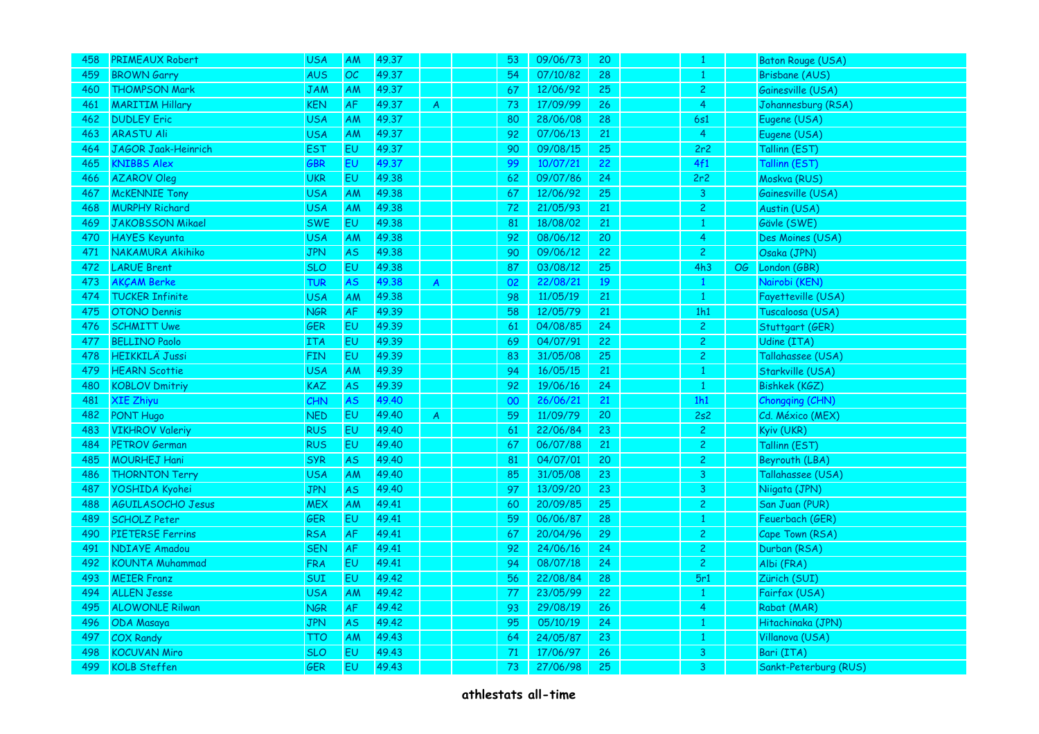| | | | | | | | | | | | | | |
|---|---|---|---|---|---|---|---|---|---|---|---|---|---|
| 458 | PRIMEAUX Robert | USA | AM | 49.37 | | | 53 | 09/06/73 | 20 | | 1 | | Baton Rouge (USA) |
| 459 | BROWN Garry | AUS | OC | 49.37 | | | 54 | 07/10/82 | 28 | | 1 | | Brisbane (AUS) |
| 460 | THOMPSON Mark | JAM | AM | 49.37 | | | 67 | 12/06/92 | 25 | | 2 | | Gainesville (USA) |
| 461 | MARITIM Hillary | KEN | AF | 49.37 | A | | 73 | 17/09/99 | 26 | | 4 | | Johannesburg (RSA) |
| 462 | DUDLEY Eric | USA | AM | 49.37 | | | 80 | 28/06/08 | 28 | | 6s1 | | Eugene (USA) |
| 463 | ARASTU Ali | USA | AM | 49.37 | | | 92 | 07/06/13 | 21 | | 4 | | Eugene (USA) |
| 464 | JAGOR Jaak-Heinrich | EST | EU | 49.37 | | | 90 | 09/08/15 | 25 | | 2r2 | | Tallinn (EST) |
| 465 | KNIBBS Alex | GBR | EU | 49.37 | | | 99 | 10/07/21 | 22 | | 4f1 | | Tallinn (EST) |
| 466 | AZAROV Oleg | UKR | EU | 49.38 | | | 62 | 09/07/86 | 24 | | 2r2 | | Moskva (RUS) |
| 467 | McKENNIE Tony | USA | AM | 49.38 | | | 67 | 12/06/92 | 25 | | 3 | | Gainesville (USA) |
| 468 | MURPHY Richard | USA | AM | 49.38 | | | 72 | 21/05/93 | 21 | | 2 | | Austin (USA) |
| 469 | JAKOBSSON Mikael | SWE | EU | 49.38 | | | 81 | 18/08/02 | 21 | | 1 | | Gävle (SWE) |
| 470 | HAYES Keyunta | USA | AM | 49.38 | | | 92 | 08/06/12 | 20 | | 4 | | Des Moines (USA) |
| 471 | NAKAMURA Akihiko | JPN | AS | 49.38 | | | 90 | 09/06/12 | 22 | | 2 | | Osaka (JPN) |
| 472 | LARUE Brent | SLO | EU | 49.38 | | | 87 | 03/08/12 | 25 | | 4h3 | OG | London (GBR) |
| 473 | AKÇAM Berke | TUR | AS | 49.38 | A | | 02 | 22/08/21 | 19 | | 1 | | Nairobi (KEN) |
| 474 | TUCKER Infinite | USA | AM | 49.38 | | | 98 | 11/05/19 | 21 | | 1 | | Fayetteville (USA) |
| 475 | OTONO Dennis | NGR | AF | 49.39 | | | 58 | 12/05/79 | 21 | | 1h1 | | Tuscaloosa (USA) |
| 476 | SCHMITT Uwe | GER | EU | 49.39 | | | 61 | 04/08/85 | 24 | | 2 | | Stuttgart (GER) |
| 477 | BELLINO Paolo | ITA | EU | 49.39 | | | 69 | 04/07/91 | 22 | | 2 | | Udine (ITA) |
| 478 | HEIKKILÄ Jussi | FIN | EU | 49.39 | | | 83 | 31/05/08 | 25 | | 2 | | Tallahassee (USA) |
| 479 | HEARN Scottie | USA | AM | 49.39 | | | 94 | 16/05/15 | 21 | | 1 | | Starkville (USA) |
| 480 | KOBLOV Dmitriy | KAZ | AS | 49.39 | | | 92 | 19/06/16 | 24 | | 1 | | Bishkek (KGZ) |
| 481 | XIE Zhiyu | CHN | AS | 49.40 | | | 00 | 26/06/21 | 21 | | 1h1 | | Chongqing (CHN) |
| 482 | PONT Hugo | NED | EU | 49.40 | A | | 59 | 11/09/79 | 20 | | 2s2 | | Cd. México (MEX) |
| 483 | VIKHROV Valeriy | RUS | EU | 49.40 | | | 61 | 22/06/84 | 23 | | 2 | | Kyiv (UKR) |
| 484 | PETROV German | RUS | EU | 49.40 | | | 67 | 06/07/88 | 21 | | 2 | | Tallinn (EST) |
| 485 | MOURHEJ Hani | SYR | AS | 49.40 | | | 81 | 04/07/01 | 20 | | 2 | | Beyrouth (LBA) |
| 486 | THORNTON Terry | USA | AM | 49.40 | | | 85 | 31/05/08 | 23 | | 3 | | Tallahassee (USA) |
| 487 | YOSHIDA Kyohei | JPN | AS | 49.40 | | | 97 | 13/09/20 | 23 | | 3 | | Niigata (JPN) |
| 488 | AGUILASOCHO Jesus | MEX | AM | 49.41 | | | 60 | 20/09/85 | 25 | | 2 | | San Juan (PUR) |
| 489 | SCHOLZ Peter | GER | EU | 49.41 | | | 59 | 06/06/87 | 28 | | 1 | | Feuerbach (GER) |
| 490 | PIETERSE Ferrins | RSA | AF | 49.41 | | | 67 | 20/04/96 | 29 | | 2 | | Cape Town (RSA) |
| 491 | NDIAYE Amadou | SEN | AF | 49.41 | | | 92 | 24/06/16 | 24 | | 2 | | Durban (RSA) |
| 492 | KOUNTA Muhammad | FRA | EU | 49.41 | | | 94 | 08/07/18 | 24 | | 2 | | Albi (FRA) |
| 493 | MEIER Franz | SUI | EU | 49.42 | | | 56 | 22/08/84 | 28 | | 5r1 | | Zürich (SUI) |
| 494 | ALLEN Jesse | USA | AM | 49.42 | | | 77 | 23/05/99 | 22 | | 1 | | Fairfax (USA) |
| 495 | ALOWONLE Rilwan | NGR | AF | 49.42 | | | 93 | 29/08/19 | 26 | | 4 | | Rabat (MAR) |
| 496 | ODA Masaya | JPN | AS | 49.42 | | | 95 | 05/10/19 | 24 | | 1 | | Hitachinaka (JPN) |
| 497 | COX Randy | TTO | AM | 49.43 | | | 64 | 24/05/87 | 23 | | 1 | | Villanova (USA) |
| 498 | KOCUVAN Miro | SLO | EU | 49.43 | | | 71 | 17/06/97 | 26 | | 3 | | Bari (ITA) |
| 499 | KOLB Steffen | GER | EU | 49.43 | | | 73 | 27/06/98 | 25 | | 3 | | Sankt-Peterburg (RUS) |

**athlestats all-time**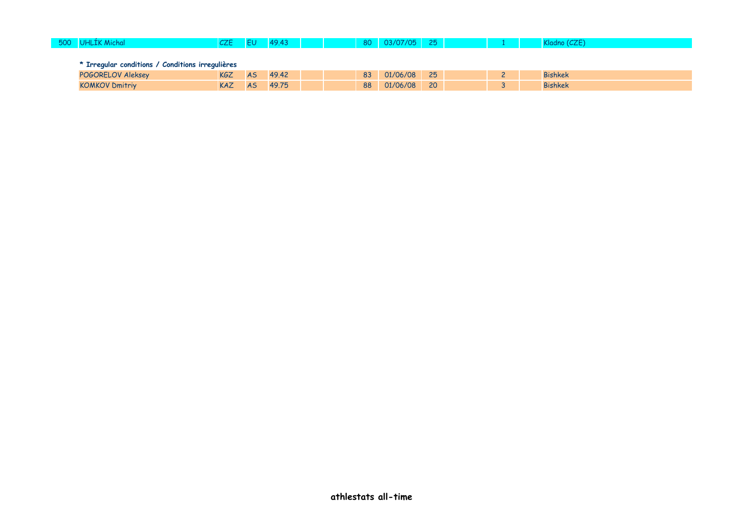| | | | | | | | | | | | | | | |
|---|---|---|---|---|---|---|---|---|---|---|---|---|---|---|
| 500 | UHLÍK Michal | CZE | EU | 49.43 | | | 80 | 03/07/05 | 25 | | 1 | | Kladno (CZE) |

**\* Irregular conditions / Conditions irregulières**

| | | | | | | | | | | | | | |
|---|---|---|---|---|---|---|---|---|---|---|---|---|---|
| POGORELOV Aleksey | KGZ | AS | 49.42 | | | 83 | 01/06/08 | 25 | | 2 | | Bishkek |
| KOMKOV Dmitriy | KAZ | AS | 49.75 | | | 88 | 01/06/08 | 20 | | 3 | | Bishkek |

**athlestats all-time**